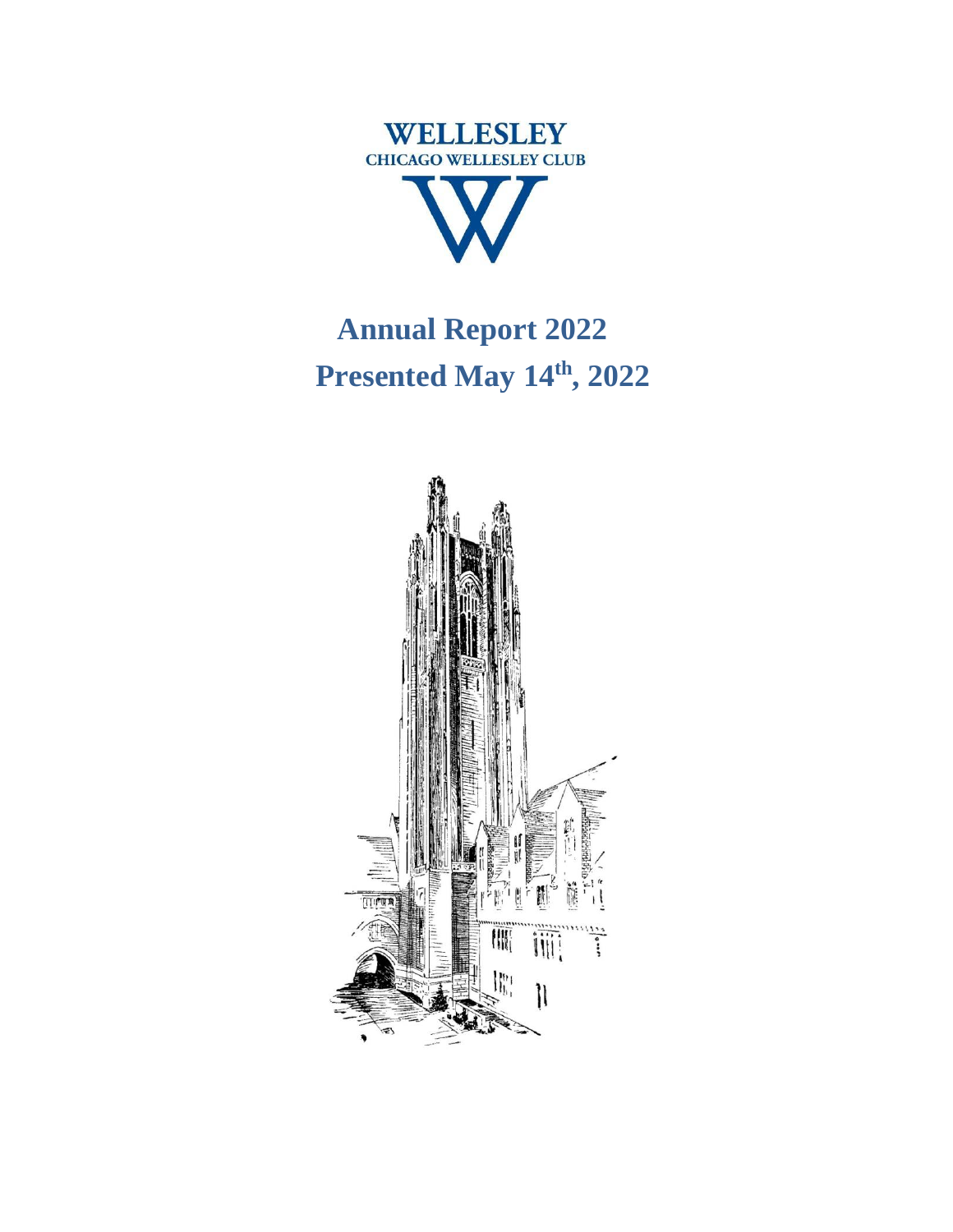WELLESLEY

CHICAGO WELLESLEY CLUB

# Annual Report 2022

## Presented May 14th, 2022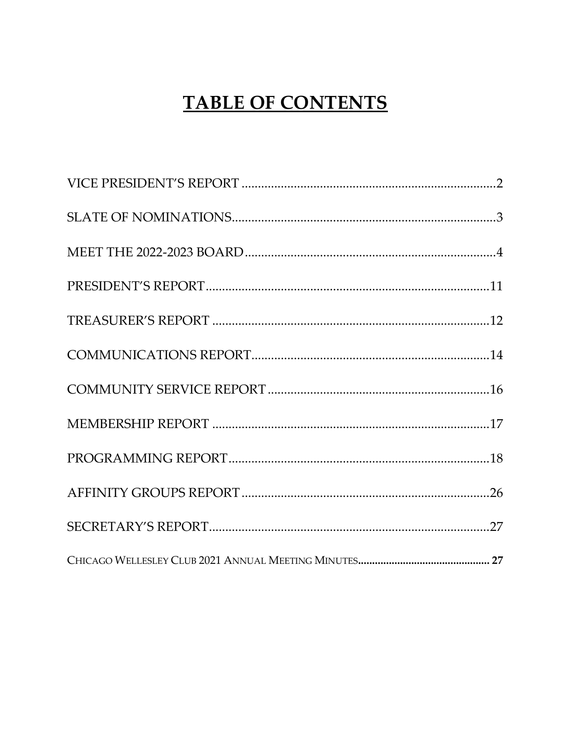# TABLE OF CONTENTS

VICE PRESIDENT'S REPORT ........................................................................... 2

SLATE OF NOMINATIONS ............................................................................. 3

MEET THE 2022-2023 BOARD ........................................................................ 4

PRESIDENT'S REPORT ................................................................................ 11

TREASURER'S REPORT ............................................................................... 12

COMMUNICATIONS REPORT ....................................................................... 14

COMMUNITY SERVICE REPORT .................................................................. 16

MEMBERSHIP REPORT ............................................................................... 17

PROGRAMMING REPORT ............................................................................ 18

AFFINITY GROUPS REPORT ......................................................................... 26

SECRETARY'S REPORT ................................................................................ 27

CHICAGO WELLESLEY CLUB 2021 ANNUAL MEETING MINUTES ................................ 27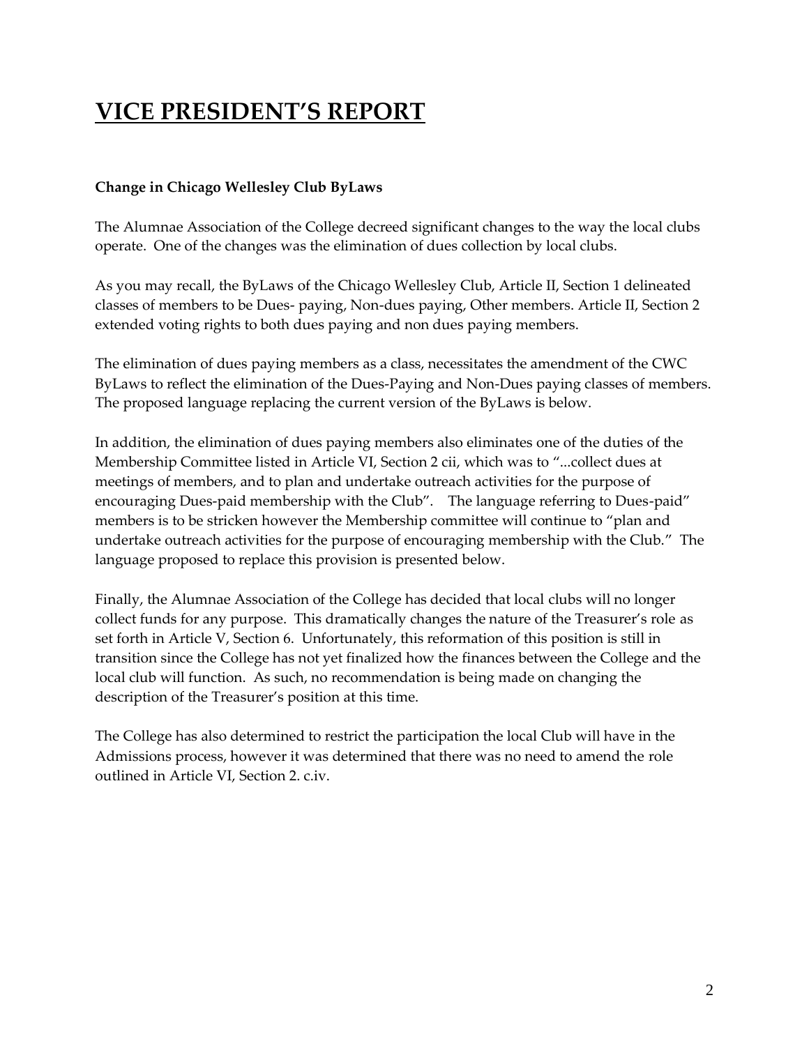# VICE PRESIDENT'S REPORT

**Change in Chicago Wellesley Club ByLaws**

The Alumnae Association of the College decreed significant changes to the way the local clubs operate. One of the changes was the elimination of dues collection by local clubs.

As you may recall, the ByLaws of the Chicago Wellesley Club, Article II, Section 1 delineated classes of members to be Dues- paying, Non-dues paying, Other members. Article II, Section 2 extended voting rights to both dues paying and non dues paying members.

The elimination of dues paying members as a class, necessitates the amendment of the CWC ByLaws to reflect the elimination of the Dues-Paying and Non-Dues paying classes of members. The proposed language replacing the current version of the ByLaws is below.

In addition, the elimination of dues paying members also eliminates one of the duties of the Membership Committee listed in Article VI, Section 2 cii, which was to "...collect dues at meetings of members, and to plan and undertake outreach activities for the purpose of encouraging Dues-paid membership with the Club". The language referring to Dues-paid" members is to be stricken however the Membership committee will continue to "plan and undertake outreach activities for the purpose of encouraging membership with the Club." The language proposed to replace this provision is presented below.

Finally, the Alumnae Association of the College has decided that local clubs will no longer collect funds for any purpose. This dramatically changes the nature of the Treasurer's role as set forth in Article V, Section 6. Unfortunately, this reformation of this position is still in transition since the College has not yet finalized how the finances between the College and the local club will function. As such, no recommendation is being made on changing the description of the Treasurer's position at this time.

The College has also determined to restrict the participation the local Club will have in the Admissions process, however it was determined that there was no need to amend the role outlined in Article VI, Section 2. c.iv.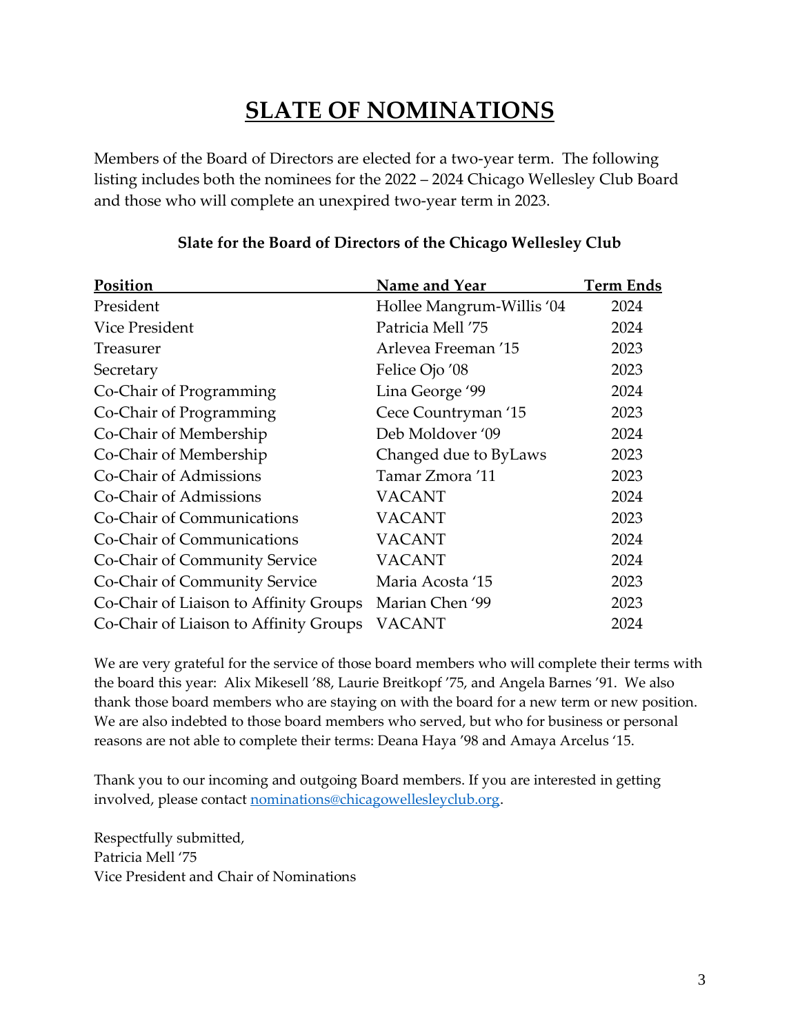# SLATE OF NOMINATIONS

Members of the Board of Directors are elected for a two-year term. The following listing includes both the nominees for the 2022 – 2024 Chicago Wellesley Club Board and those who will complete an unexpired two-year term in 2023.

**Slate for the Board of Directors of the Chicago Wellesley Club**

| Position | Name and Year | Term Ends |
|---|---|---|
| President | Hollee Mangrum-Willis '04 | 2024 |
| Vice President | Patricia Mell '75 | 2024 |
| Treasurer | Arlevea Freeman '15 | 2023 |
| Secretary | Felice Ojo '08 | 2023 |
| Co-Chair of Programming | Lina George '99 | 2024 |
| Co-Chair of Programming | Cece Countryman '15 | 2023 |
| Co-Chair of Membership | Deb Moldover '09 | 2024 |
| Co-Chair of Membership | Changed due to ByLaws | 2023 |
| Co-Chair of Admissions | Tamar Zmora '11 | 2023 |
| Co-Chair of Admissions | VACANT | 2024 |
| Co-Chair of Communications | VACANT | 2023 |
| Co-Chair of Communications | VACANT | 2024 |
| Co-Chair of Community Service | VACANT | 2024 |
| Co-Chair of Community Service | Maria Acosta '15 | 2023 |
| Co-Chair of Liaison to Affinity Groups | Marian Chen '99 | 2023 |
| Co-Chair of Liaison to Affinity Groups | VACANT | 2024 |

We are very grateful for the service of those board members who will complete their terms with the board this year: Alix Mikesell '88, Laurie Breitkopf '75, and Angela Barnes '91. We also thank those board members who are staying on with the board for a new term or new position. We are also indebted to those board members who served, but who for business or personal reasons are not able to complete their terms: Deana Haya '98 and Amaya Arcelus '15.

Thank you to our incoming and outgoing Board members. If you are interested in getting involved, please contact nominations@chicagowellesleyclub.org.

Respectfully submitted,
Patricia Mell '75
Vice President and Chair of Nominations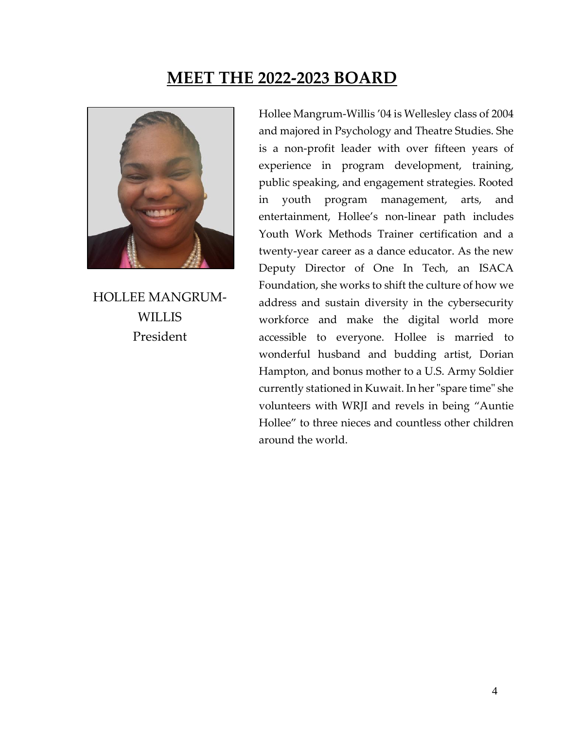# MEET THE 2022-2023 BOARD

HOLLEE MANGRUM-WILLIS
President

Hollee Mangrum-Willis ’04 is Wellesley class of 2004 and majored in Psychology and Theatre Studies. She is a non-profit leader with over fifteen years of experience in program development, training, public speaking, and engagement strategies. Rooted in youth program management, arts, and entertainment, Hollee’s non-linear path includes Youth Work Methods Trainer certification and a twenty-year career as a dance educator. As the new Deputy Director of One In Tech, an ISACA Foundation, she works to shift the culture of how we address and sustain diversity in the cybersecurity workforce and make the digital world more accessible to everyone. Hollee is married to wonderful husband and budding artist, Dorian Hampton, and bonus mother to a U.S. Army Soldier currently stationed in Kuwait. In her "spare time" she volunteers with WRJI and revels in being “Auntie Hollee” to three nieces and countless other children around the world.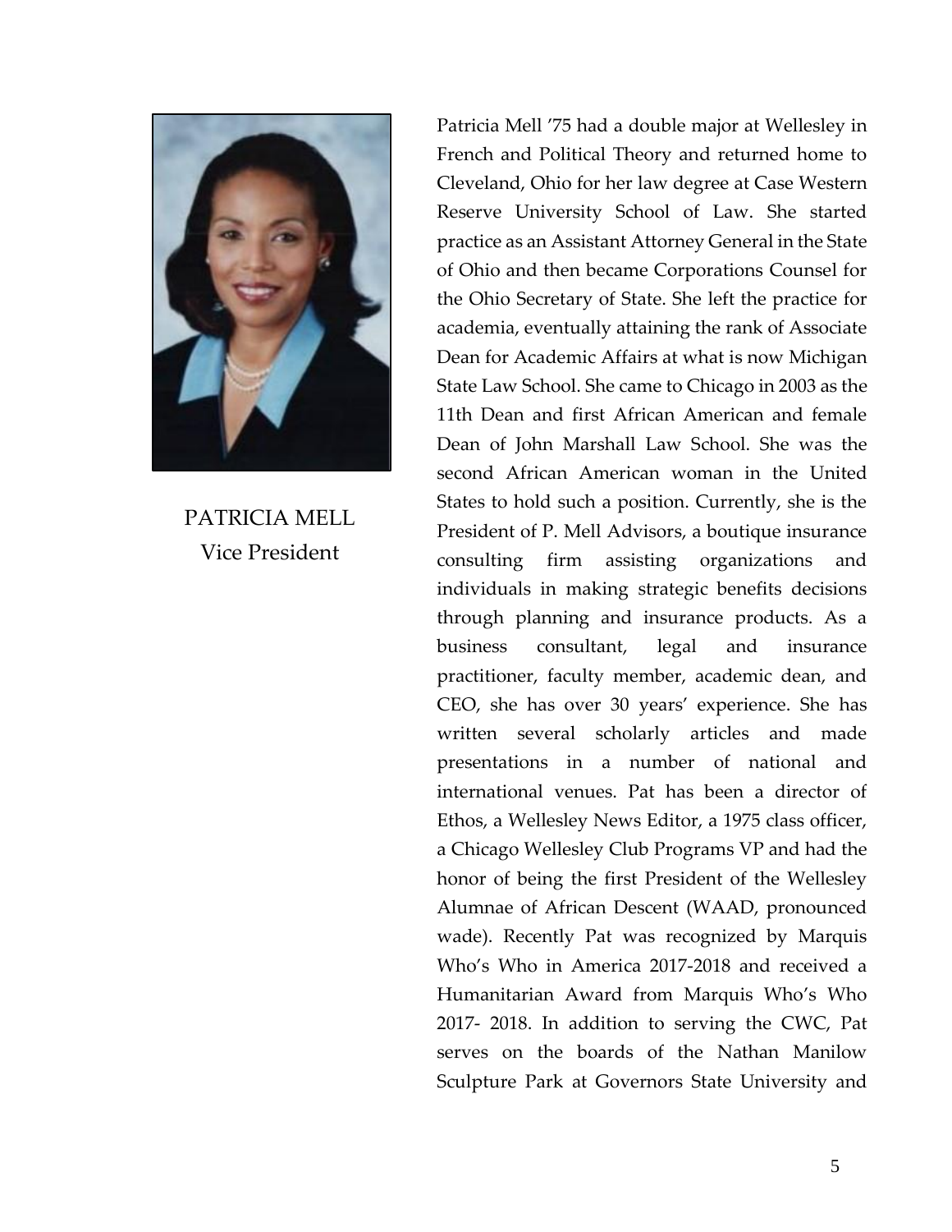PATRICIA MELL
Vice President

Patricia Mell ’75 had a double major at Wellesley in French and Political Theory and returned home to Cleveland, Ohio for her law degree at Case Western Reserve University School of Law. She started practice as an Assistant Attorney General in the State of Ohio and then became Corporations Counsel for the Ohio Secretary of State. She left the practice for academia, eventually attaining the rank of Associate Dean for Academic Affairs at what is now Michigan State Law School. She came to Chicago in 2003 as the 11th Dean and first African American and female Dean of John Marshall Law School. She was the second African American woman in the United States to hold such a position. Currently, she is the President of P. Mell Advisors, a boutique insurance consulting firm assisting organizations and individuals in making strategic benefits decisions through planning and insurance products. As a business consultant, legal and insurance practitioner, faculty member, academic dean, and CEO, she has over 30 years’ experience. She has written several scholarly articles and made presentations in a number of national and international venues. Pat has been a director of Ethos, a Wellesley News Editor, a 1975 class officer, a Chicago Wellesley Club Programs VP and had the honor of being the first President of the Wellesley Alumnae of African Descent (WAAD, pronounced wade). Recently Pat was recognized by Marquis Who’s Who in America 2017-2018 and received a Humanitarian Award from Marquis Who’s Who 2017- 2018. In addition to serving the CWC, Pat serves on the boards of the Nathan Manilow Sculpture Park at Governors State University and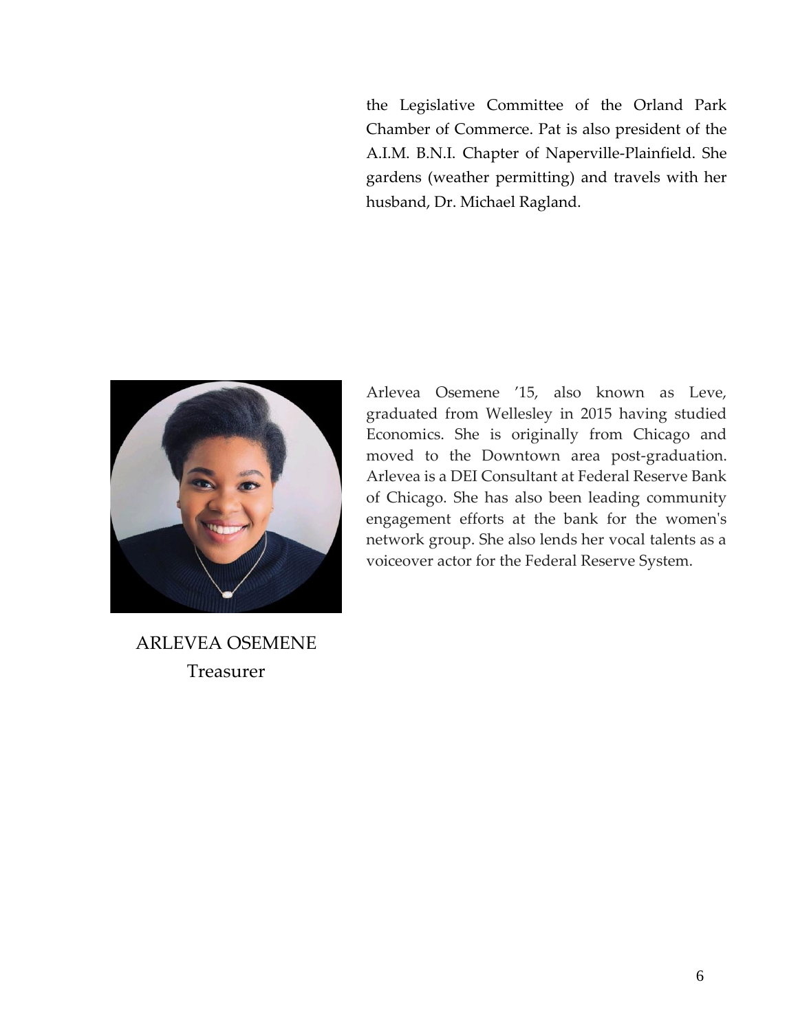the Legislative Committee of the Orland Park Chamber of Commerce. Pat is also president of the A.I.M. B.N.I. Chapter of Naperville-Plainfield. She gardens (weather permitting) and travels with her husband, Dr. Michael Ragland.

Arlevea Osemene ’15, also known as Leve, graduated from Wellesley in 2015 having studied Economics. She is originally from Chicago and moved to the Downtown area post-graduation. Arlevea is a DEI Consultant at Federal Reserve Bank of Chicago. She has also been leading community engagement efforts at the bank for the women's network group. She also lends her vocal talents as a voiceover actor for the Federal Reserve System.

ARLEVEA OSEMENE
Treasurer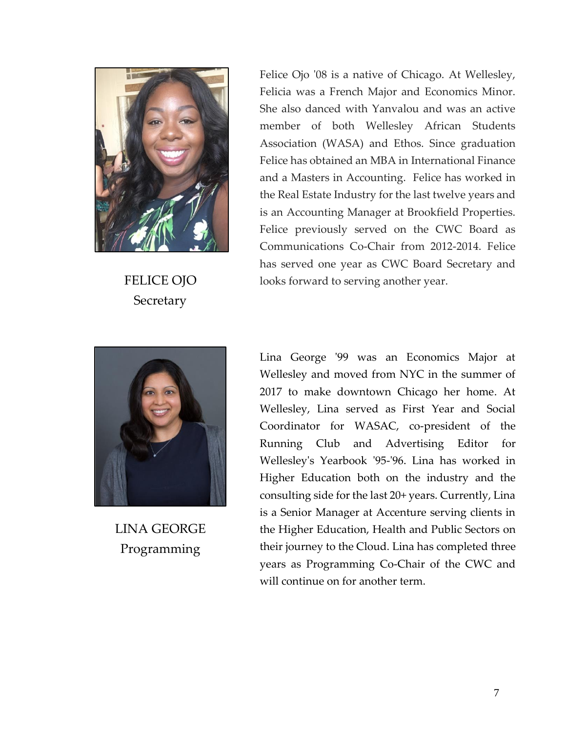**FELICE OJO**
Secretary

Felice Ojo '08 is a native of Chicago. At Wellesley, Felicia was a French Major and Economics Minor. She also danced with Yanvalou and was an active member of both Wellesley African Students Association (WASA) and Ethos. Since graduation Felice has obtained an MBA in International Finance and a Masters in Accounting. Felice has worked in the Real Estate Industry for the last twelve years and is an Accounting Manager at Brookfield Properties. Felice previously served on the CWC Board as Communications Co-Chair from 2012-2014. Felice has served one year as CWC Board Secretary and looks forward to serving another year.

**LINA GEORGE**
Programming

Lina George '99 was an Economics Major at Wellesley and moved from NYC in the summer of 2017 to make downtown Chicago her home. At Wellesley, Lina served as First Year and Social Coordinator for WASAC, co-president of the Running Club and Advertising Editor for Wellesley's Yearbook '95-'96. Lina has worked in Higher Education both on the industry and the consulting side for the last 20+ years. Currently, Lina is a Senior Manager at Accenture serving clients in the Higher Education, Health and Public Sectors on their journey to the Cloud. Lina has completed three years as Programming Co-Chair of the CWC and will continue on for another term.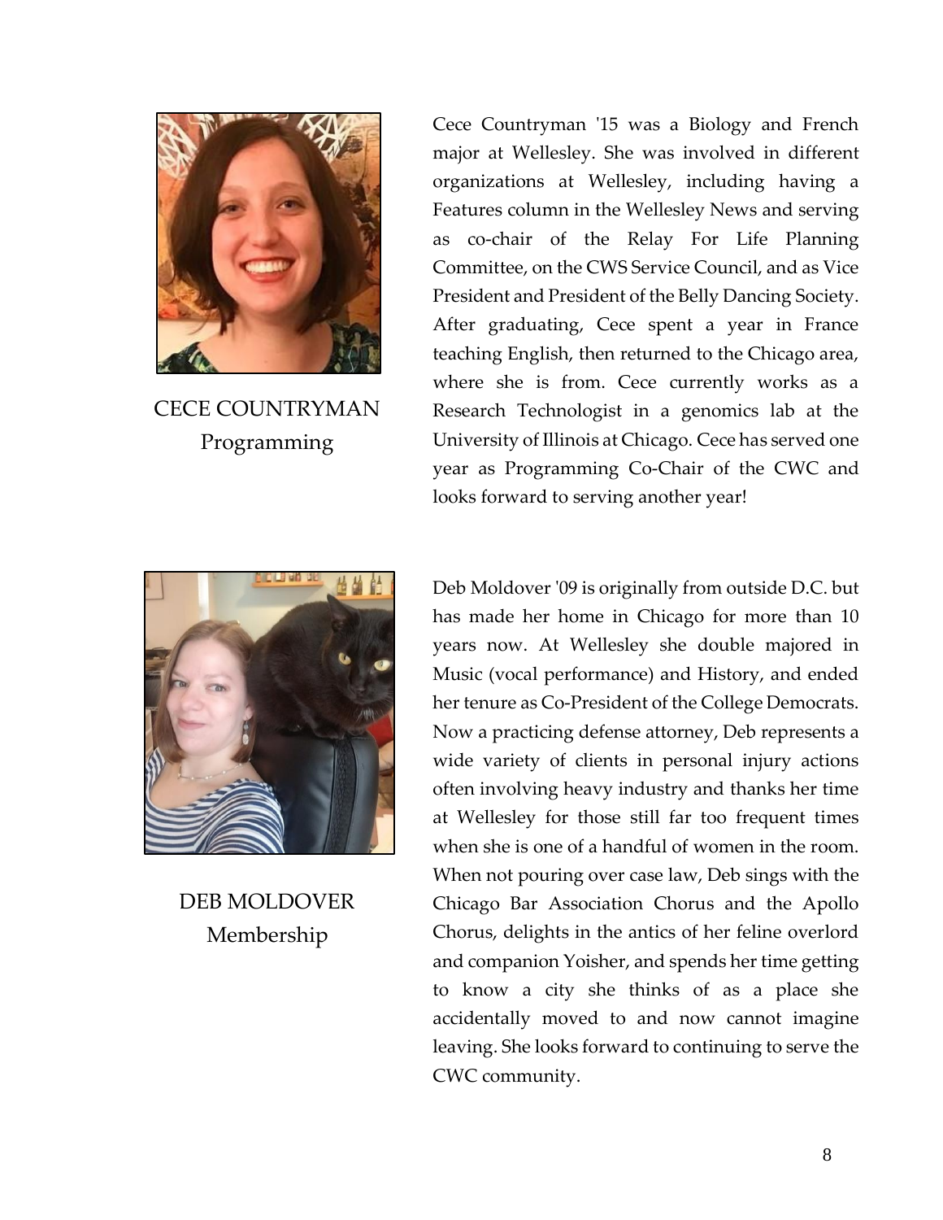**CECE COUNTRYMAN**
Programming

Cece Countryman '15 was a Biology and French major at Wellesley. She was involved in different organizations at Wellesley, including having a Features column in the Wellesley News and serving as co-chair of the Relay For Life Planning Committee, on the CWS Service Council, and as Vice President and President of the Belly Dancing Society. After graduating, Cece spent a year in France teaching English, then returned to the Chicago area, where she is from. Cece currently works as a Research Technologist in a genomics lab at the University of Illinois at Chicago. Cece has served one year as Programming Co-Chair of the CWC and looks forward to serving another year!

**DEB MOLDOVER**
Membership

Deb Moldover '09 is originally from outside D.C. but has made her home in Chicago for more than 10 years now. At Wellesley she double majored in Music (vocal performance) and History, and ended her tenure as Co-President of the College Democrats. Now a practicing defense attorney, Deb represents a wide variety of clients in personal injury actions often involving heavy industry and thanks her time at Wellesley for those still far too frequent times when she is one of a handful of women in the room. When not pouring over case law, Deb sings with the Chicago Bar Association Chorus and the Apollo Chorus, delights in the antics of her feline overlord and companion Yoisher, and spends her time getting to know a city she thinks of as a place she accidentally moved to and now cannot imagine leaving. She looks forward to continuing to serve the CWC community.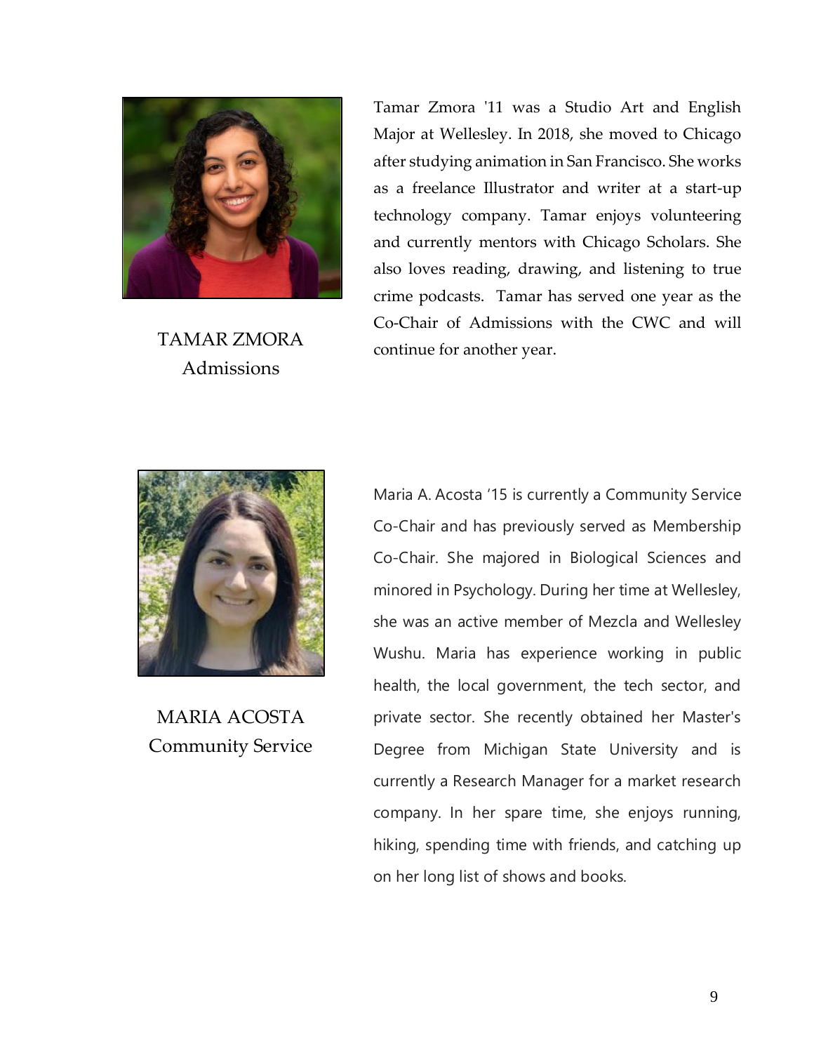**TAMAR ZMORA**
Admissions

Tamar Zmora '11 was a Studio Art and English Major at Wellesley. In 2018, she moved to Chicago after studying animation in San Francisco. She works as a freelance Illustrator and writer at a start-up technology company. Tamar enjoys volunteering and currently mentors with Chicago Scholars. She also loves reading, drawing, and listening to true crime podcasts. Tamar has served one year as the Co-Chair of Admissions with the CWC and will continue for another year.

**MARIA ACOSTA**
Community Service

Maria A. Acosta '15 is currently a Community Service Co-Chair and has previously served as Membership Co-Chair. She majored in Biological Sciences and minored in Psychology. During her time at Wellesley, she was an active member of Mezcla and Wellesley Wushu. Maria has experience working in public health, the local government, the tech sector, and private sector. She recently obtained her Master's Degree from Michigan State University and is currently a Research Manager for a market research company. In her spare time, she enjoys running, hiking, spending time with friends, and catching up on her long list of shows and books.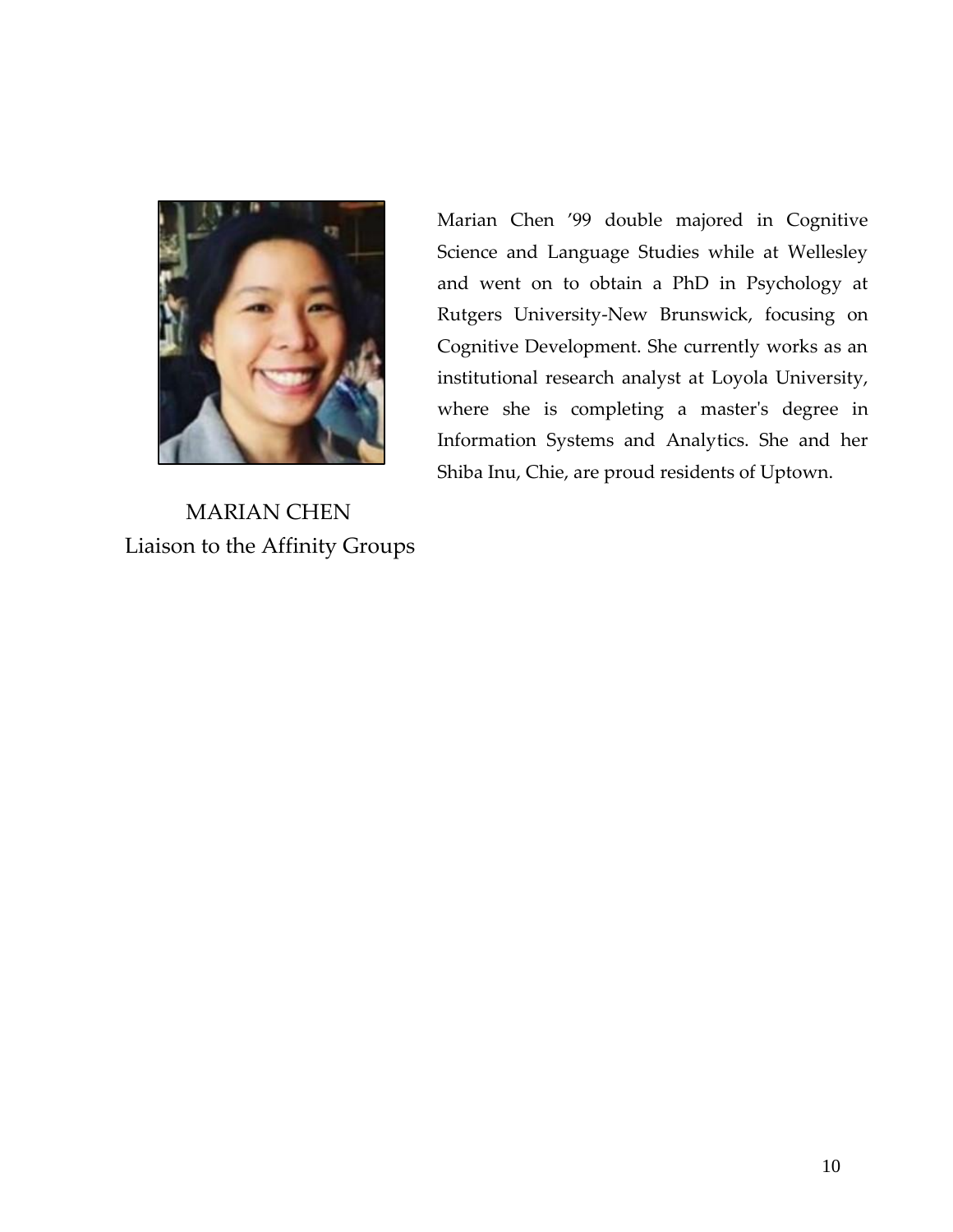MARIAN CHEN
Liaison to the Affinity Groups

Marian Chen ’99 double majored in Cognitive Science and Language Studies while at Wellesley and went on to obtain a PhD in Psychology at Rutgers University-New Brunswick, focusing on Cognitive Development. She currently works as an institutional research analyst at Loyola University, where she is completing a master's degree in Information Systems and Analytics. She and her Shiba Inu, Chie, are proud residents of Uptown.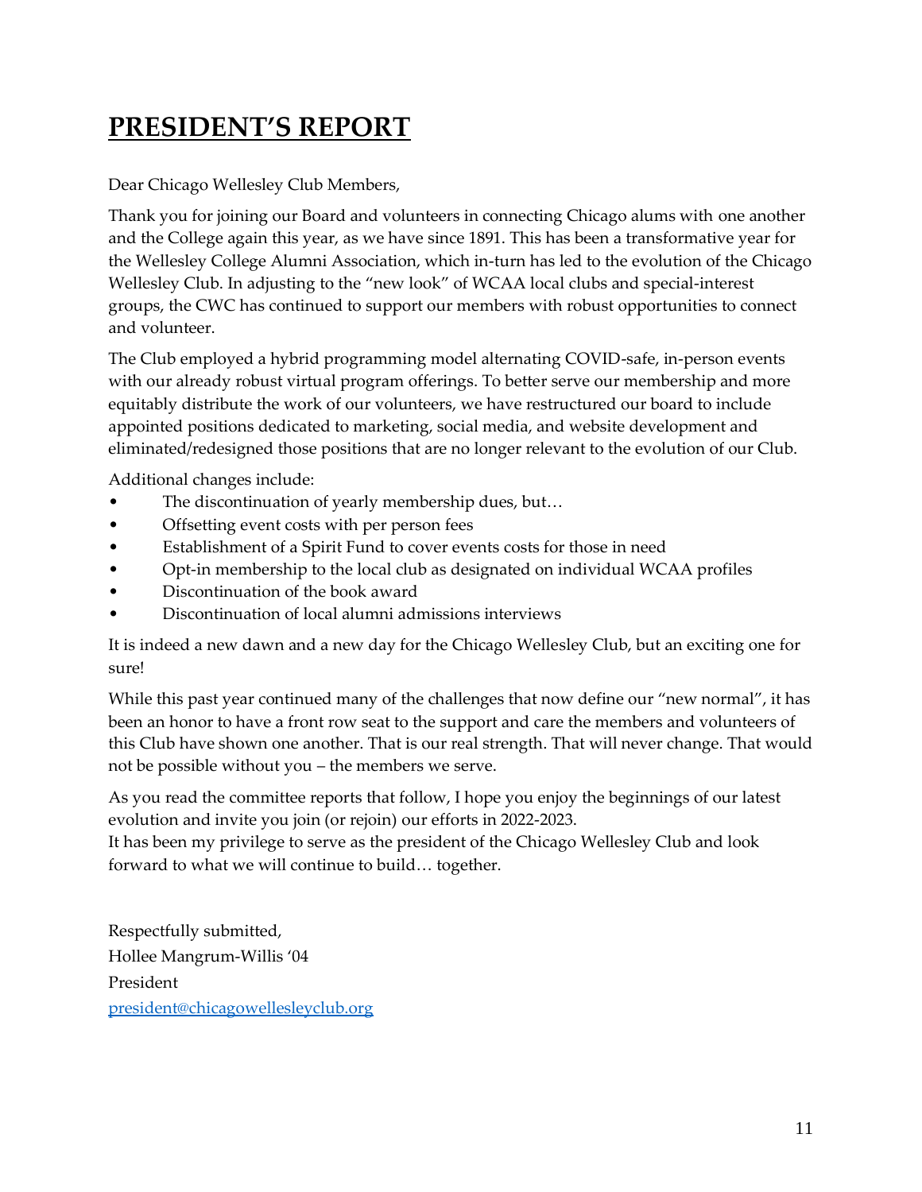# PRESIDENT'S REPORT

Dear Chicago Wellesley Club Members,

Thank you for joining our Board and volunteers in connecting Chicago alums with one another and the College again this year, as we have since 1891. This has been a transformative year for the Wellesley College Alumni Association, which in-turn has led to the evolution of the Chicago Wellesley Club. In adjusting to the "new look" of WCAA local clubs and special-interest groups, the CWC has continued to support our members with robust opportunities to connect and volunteer.

The Club employed a hybrid programming model alternating COVID-safe, in-person events with our already robust virtual program offerings. To better serve our membership and more equitably distribute the work of our volunteers, we have restructured our board to include appointed positions dedicated to marketing, social media, and website development and eliminated/redesigned those positions that are no longer relevant to the evolution of our Club.

Additional changes include:

- The discontinuation of yearly membership dues, but…
- Offsetting event costs with per person fees
- Establishment of a Spirit Fund to cover events costs for those in need
- Opt-in membership to the local club as designated on individual WCAA profiles
- Discontinuation of the book award
- Discontinuation of local alumni admissions interviews

It is indeed a new dawn and a new day for the Chicago Wellesley Club, but an exciting one for sure!

While this past year continued many of the challenges that now define our "new normal", it has been an honor to have a front row seat to the support and care the members and volunteers of this Club have shown one another. That is our real strength. That will never change. That would not be possible without you – the members we serve.

As you read the committee reports that follow, I hope you enjoy the beginnings of our latest evolution and invite you join (or rejoin) our efforts in 2022-2023.
It has been my privilege to serve as the president of the Chicago Wellesley Club and look forward to what we will continue to build… together.

Respectfully submitted,
Hollee Mangrum-Willis '04
President
president@chicagowellesleyclub.org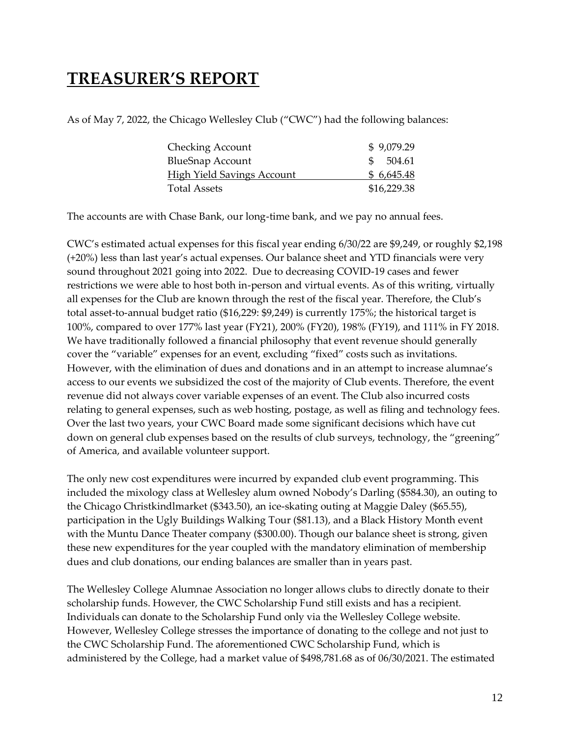# TREASURER'S REPORT

As of May 7, 2022, the Chicago Wellesley Club ("CWC") had the following balances:

| Account | Balance |
| --- | --- |
| Checking Account | $ 9,079.29 |
| BlueSnap Account | $ 504.61 |
| High Yield Savings Account | $ 6,645.48 |
| Total Assets | $16,229.38 |

The accounts are with Chase Bank, our long-time bank, and we pay no annual fees.

CWC's estimated actual expenses for this fiscal year ending 6/30/22 are $9,249, or roughly $2,198 (+20%) less than last year's actual expenses. Our balance sheet and YTD financials were very sound throughout 2021 going into 2022. Due to decreasing COVID-19 cases and fewer restrictions we were able to host both in-person and virtual events. As of this writing, virtually all expenses for the Club are known through the rest of the fiscal year. Therefore, the Club's total asset-to-annual budget ratio ($16,229: $9,249) is currently 175%; the historical target is 100%, compared to over 177% last year (FY21), 200% (FY20), 198% (FY19), and 111% in FY 2018. We have traditionally followed a financial philosophy that event revenue should generally cover the "variable" expenses for an event, excluding "fixed" costs such as invitations. However, with the elimination of dues and donations and in an attempt to increase alumnae's access to our events we subsidized the cost of the majority of Club events. Therefore, the event revenue did not always cover variable expenses of an event. The Club also incurred costs relating to general expenses, such as web hosting, postage, as well as filing and technology fees. Over the last two years, your CWC Board made some significant decisions which have cut down on general club expenses based on the results of club surveys, technology, the "greening" of America, and available volunteer support.

The only new cost expenditures were incurred by expanded club event programming. This included the mixology class at Wellesley alum owned Nobody's Darling ($584.30), an outing to the Chicago Christkindlmarket ($343.50), an ice-skating outing at Maggie Daley ($65.55), participation in the Ugly Buildings Walking Tour ($81.13), and a Black History Month event with the Muntu Dance Theater company ($300.00). Though our balance sheet is strong, given these new expenditures for the year coupled with the mandatory elimination of membership dues and club donations, our ending balances are smaller than in years past.

The Wellesley College Alumnae Association no longer allows clubs to directly donate to their scholarship funds. However, the CWC Scholarship Fund still exists and has a recipient. Individuals can donate to the Scholarship Fund only via the Wellesley College website. However, Wellesley College stresses the importance of donating to the college and not just to the CWC Scholarship Fund. The aforementioned CWC Scholarship Fund, which is administered by the College, had a market value of $498,781.68 as of 06/30/2021. The estimated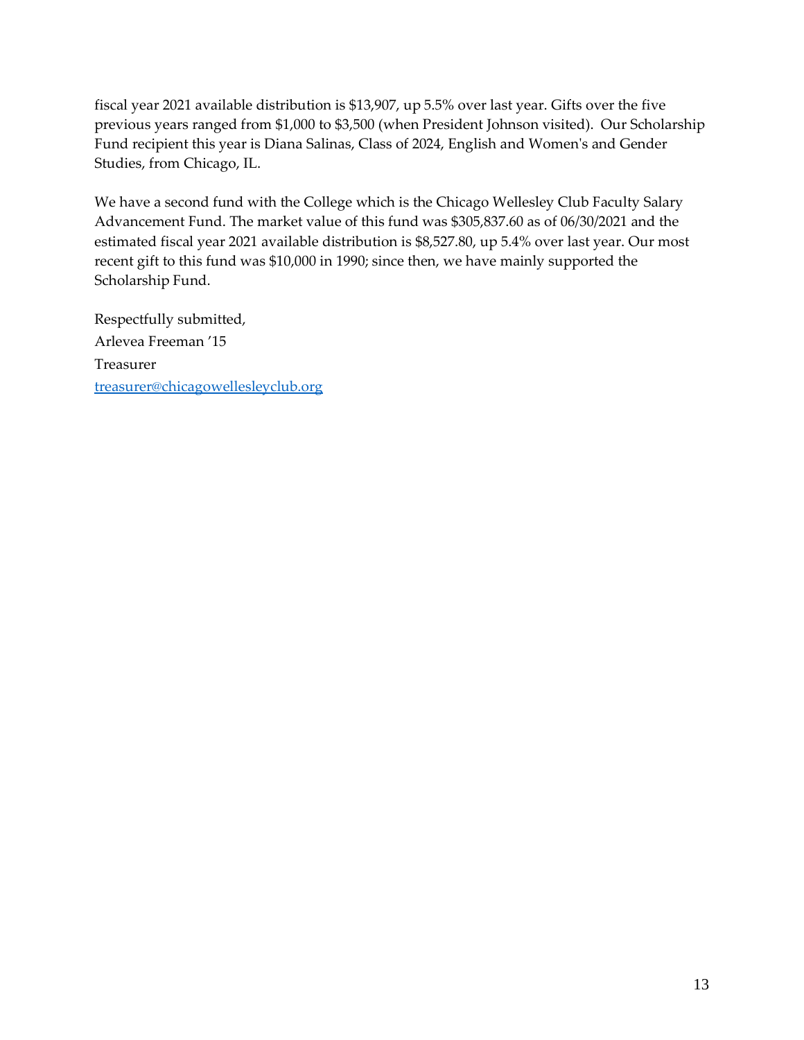fiscal year 2021 available distribution is $13,907, up 5.5% over last year. Gifts over the five previous years ranged from $1,000 to $3,500 (when President Johnson visited). Our Scholarship Fund recipient this year is Diana Salinas, Class of 2024, English and Women's and Gender Studies, from Chicago, IL.

We have a second fund with the College which is the Chicago Wellesley Club Faculty Salary Advancement Fund. The market value of this fund was $305,837.60 as of 06/30/2021 and the estimated fiscal year 2021 available distribution is $8,527.80, up 5.4% over last year. Our most recent gift to this fund was $10,000 in 1990; since then, we have mainly supported the Scholarship Fund.

Respectfully submitted,
Arlevea Freeman '15
Treasurer
treasurer@chicagowellesleyclub.org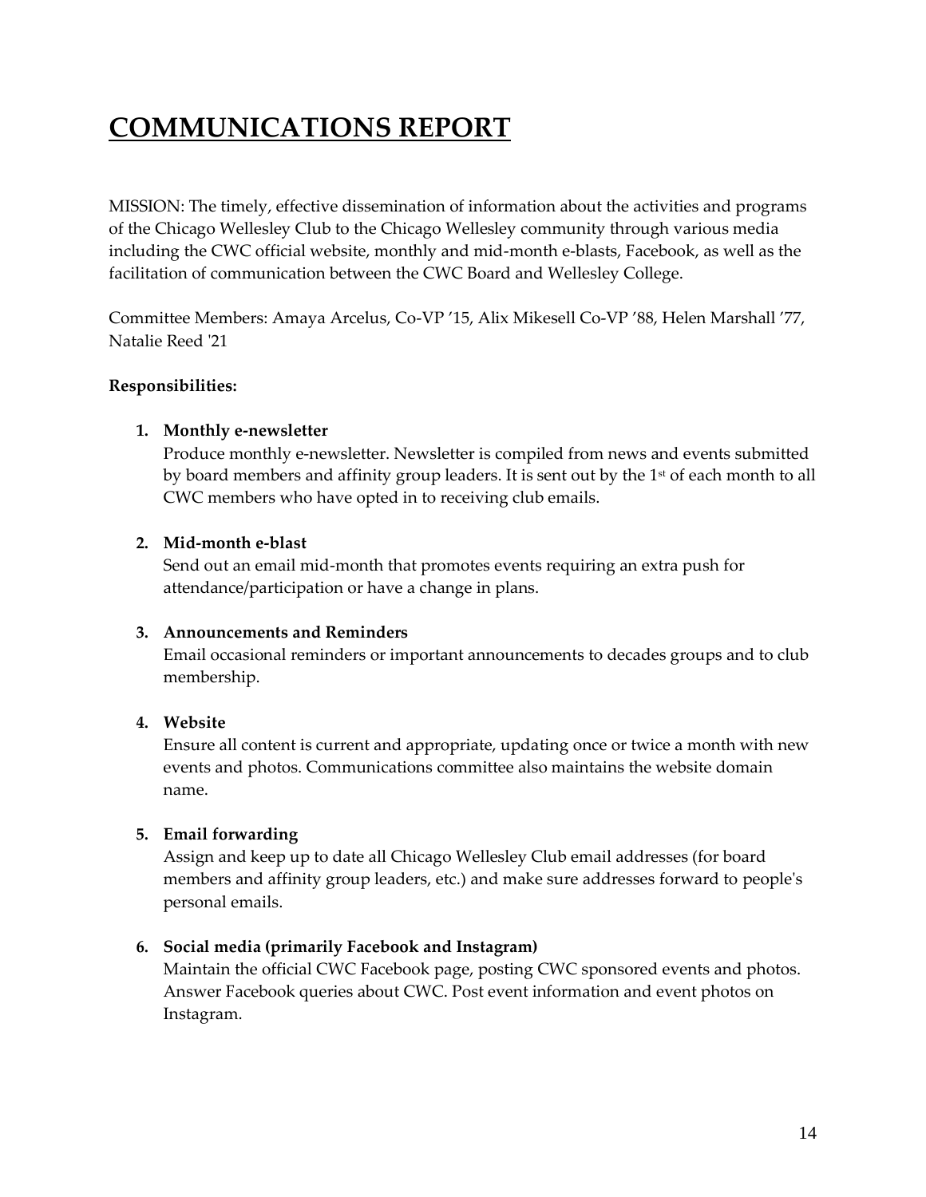# COMMUNICATIONS REPORT

MISSION: The timely, effective dissemination of information about the activities and programs of the Chicago Wellesley Club to the Chicago Wellesley community through various media including the CWC official website, monthly and mid-month e-blasts, Facebook, as well as the facilitation of communication between the CWC Board and Wellesley College.

Committee Members: Amaya Arcelus, Co-VP ’15, Alix Mikesell Co-VP ’88, Helen Marshall ’77, Natalie Reed '21

**Responsibilities:**

1. **Monthly e-newsletter**
   Produce monthly e-newsletter. Newsletter is compiled from news and events submitted by board members and affinity group leaders. It is sent out by the 1st of each month to all CWC members who have opted in to receiving club emails.

2. **Mid-month e-blast**
   Send out an email mid-month that promotes events requiring an extra push for attendance/participation or have a change in plans.

3. **Announcements and Reminders**
   Email occasional reminders or important announcements to decades groups and to club membership.

4. **Website**
   Ensure all content is current and appropriate, updating once or twice a month with new events and photos. Communications committee also maintains the website domain name.

5. **Email forwarding**
   Assign and keep up to date all Chicago Wellesley Club email addresses (for board members and affinity group leaders, etc.) and make sure addresses forward to people's personal emails.

6. **Social media (primarily Facebook and Instagram)**
   Maintain the official CWC Facebook page, posting CWC sponsored events and photos. Answer Facebook queries about CWC. Post event information and event photos on Instagram.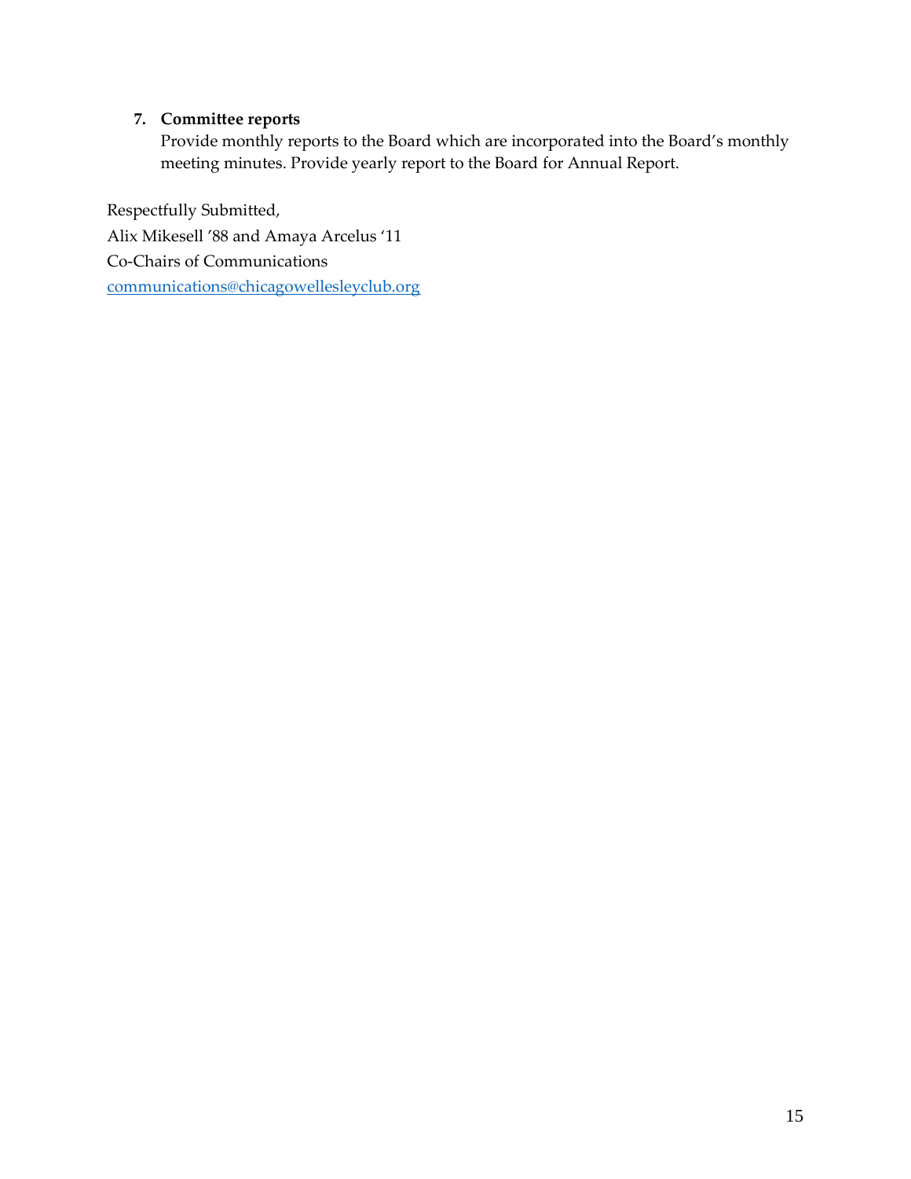7. **Committee reports**
   Provide monthly reports to the Board which are incorporated into the Board's monthly meeting minutes. Provide yearly report to the Board for Annual Report.

Respectfully Submitted,
Alix Mikesell '88 and Amaya Arcelus '11
Co-Chairs of Communications
communications@chicagowellesleyclub.org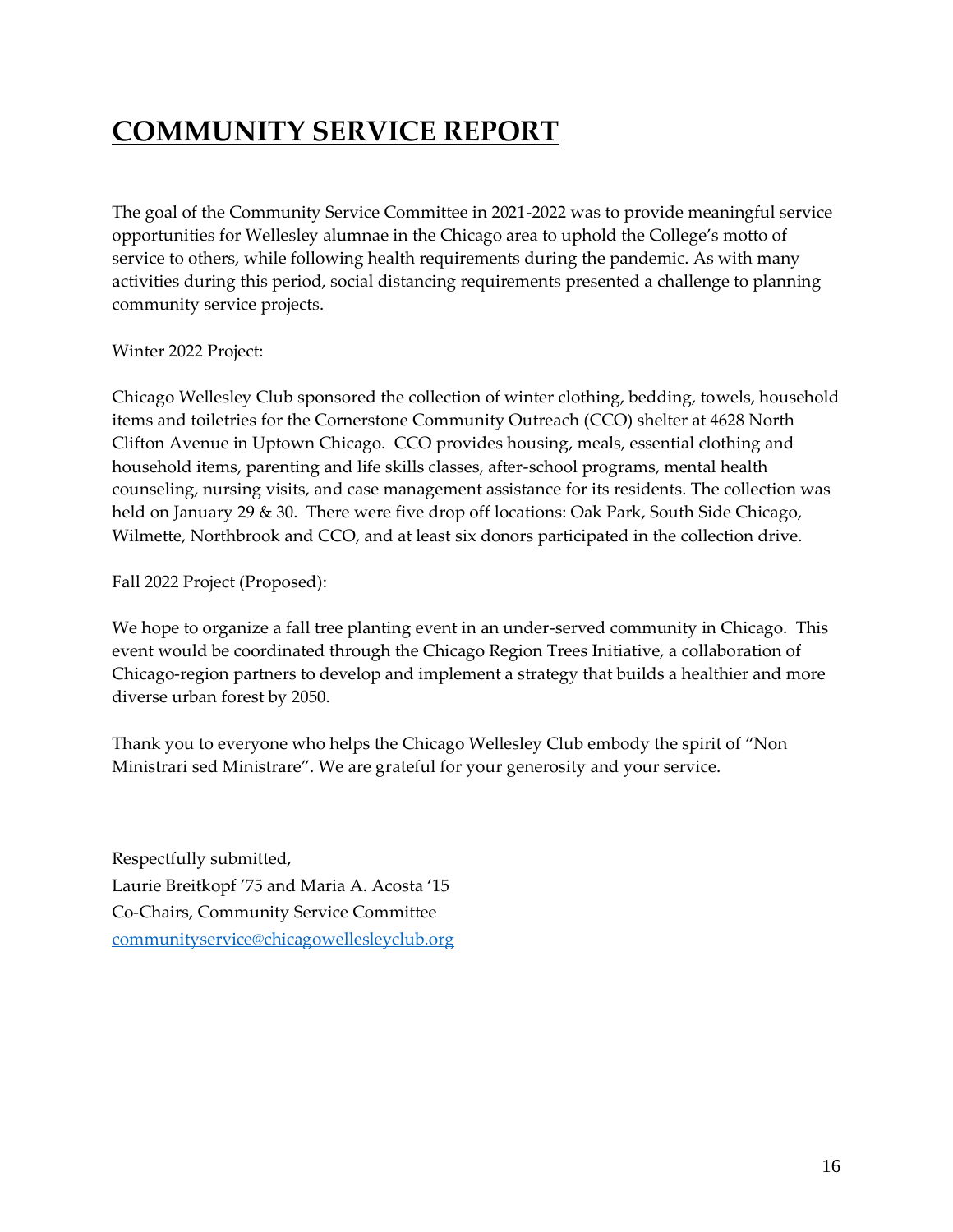# **COMMUNITY SERVICE REPORT**

The goal of the Community Service Committee in 2021-2022 was to provide meaningful service opportunities for Wellesley alumnae in the Chicago area to uphold the College's motto of service to others, while following health requirements during the pandemic. As with many activities during this period, social distancing requirements presented a challenge to planning community service projects.

Winter 2022 Project:

Chicago Wellesley Club sponsored the collection of winter clothing, bedding, towels, household items and toiletries for the Cornerstone Community Outreach (CCO) shelter at 4628 North Clifton Avenue in Uptown Chicago. CCO provides housing, meals, essential clothing and household items, parenting and life skills classes, after-school programs, mental health counseling, nursing visits, and case management assistance for its residents. The collection was held on January 29 & 30. There were five drop off locations: Oak Park, South Side Chicago, Wilmette, Northbrook and CCO, and at least six donors participated in the collection drive.

Fall 2022 Project (Proposed):

We hope to organize a fall tree planting event in an under-served community in Chicago. This event would be coordinated through the Chicago Region Trees Initiative, a collaboration of Chicago-region partners to develop and implement a strategy that builds a healthier and more diverse urban forest by 2050.

Thank you to everyone who helps the Chicago Wellesley Club embody the spirit of "Non Ministrari sed Ministrare". We are grateful for your generosity and your service.

Respectfully submitted,
Laurie Breitkopf '75 and Maria A. Acosta '15
Co-Chairs, Community Service Committee
[communityservice@chicagowellesleyclub.org](mailto:communityservice@chicagowellesleyclub.org)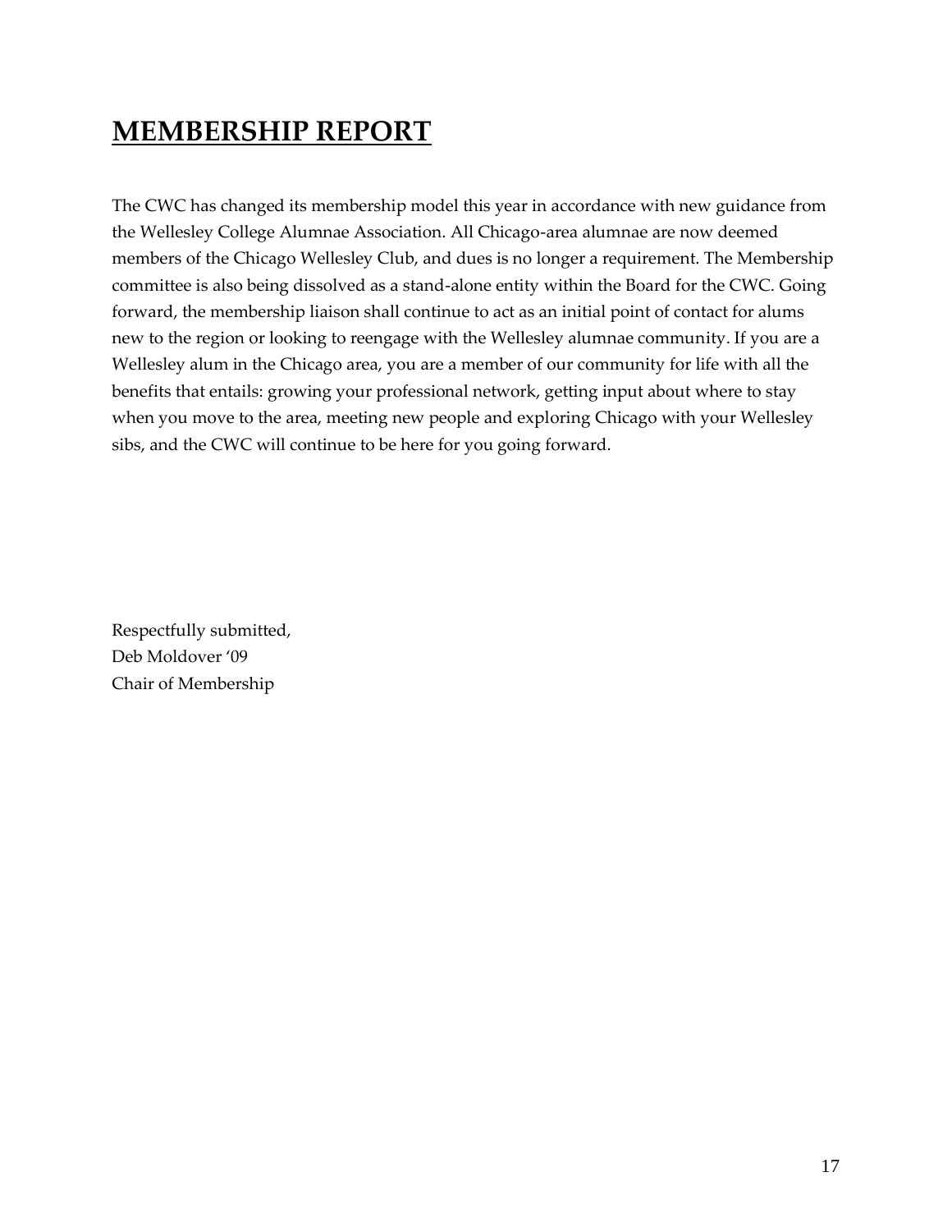# MEMBERSHIP REPORT

The CWC has changed its membership model this year in accordance with new guidance from the Wellesley College Alumnae Association. All Chicago-area alumnae are now deemed members of the Chicago Wellesley Club, and dues is no longer a requirement. The Membership committee is also being dissolved as a stand-alone entity within the Board for the CWC. Going forward, the membership liaison shall continue to act as an initial point of contact for alums new to the region or looking to reengage with the Wellesley alumnae community. If you are a Wellesley alum in the Chicago area, you are a member of our community for life with all the benefits that entails: growing your professional network, getting input about where to stay when you move to the area, meeting new people and exploring Chicago with your Wellesley sibs, and the CWC will continue to be here for you going forward.

Respectfully submitted,
Deb Moldover '09
Chair of Membership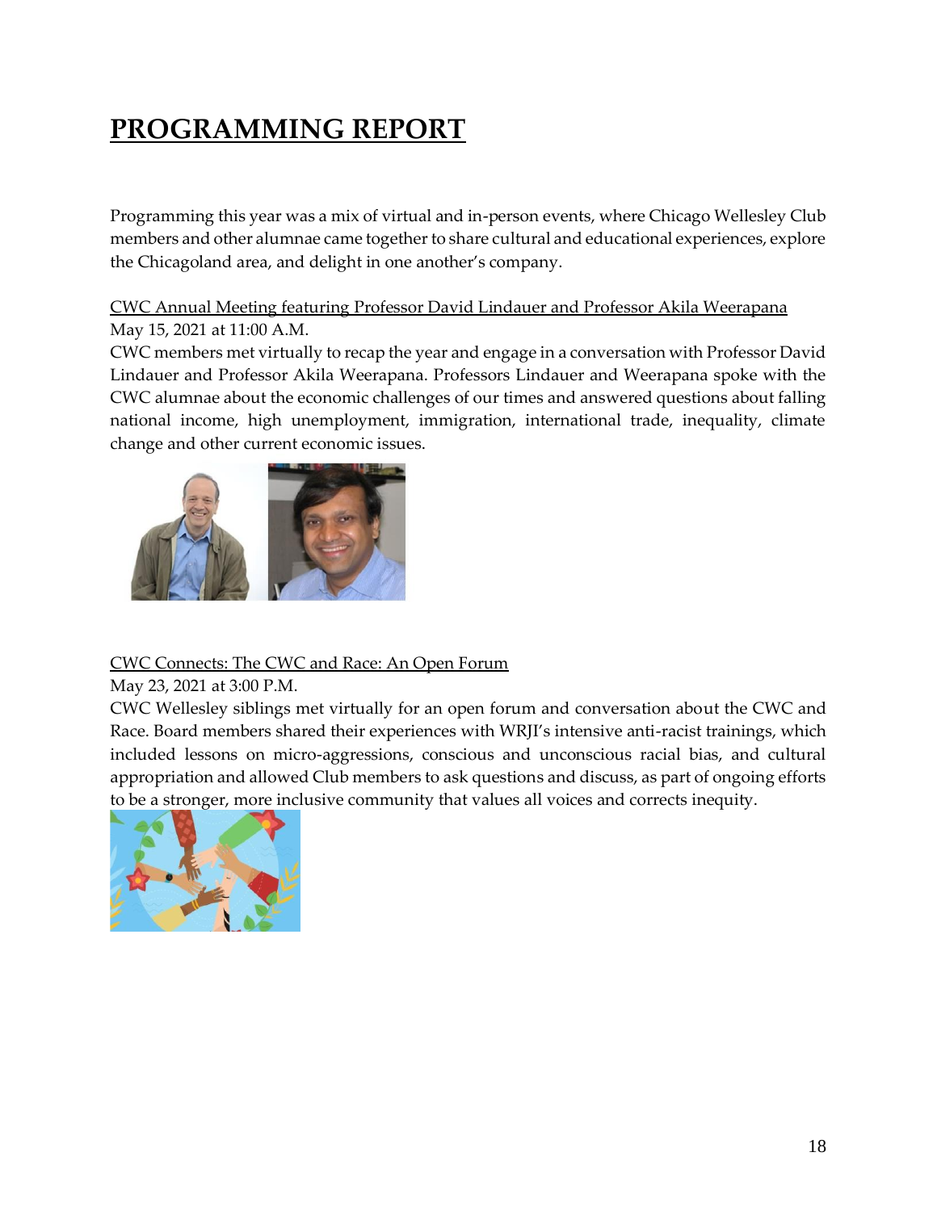# PROGRAMMING REPORT

Programming this year was a mix of virtual and in-person events, where Chicago Wellesley Club members and other alumnae came together to share cultural and educational experiences, explore the Chicagoland area, and delight in one another's company.

CWC Annual Meeting featuring Professor David Lindauer and Professor Akila Weerapana

May 15, 2021 at 11:00 A.M.

CWC members met virtually to recap the year and engage in a conversation with Professor David Lindauer and Professor Akila Weerapana. Professors Lindauer and Weerapana spoke with the CWC alumnae about the economic challenges of our times and answered questions about falling national income, high unemployment, immigration, international trade, inequality, climate change and other current economic issues.

CWC Connects: The CWC and Race: An Open Forum

May 23, 2021 at 3:00 P.M.

CWC Wellesley siblings met virtually for an open forum and conversation about the CWC and Race. Board members shared their experiences with WRJI's intensive anti-racist trainings, which included lessons on micro-aggressions, conscious and unconscious racial bias, and cultural appropriation and allowed Club members to ask questions and discuss, as part of ongoing efforts to be a stronger, more inclusive community that values all voices and corrects inequity.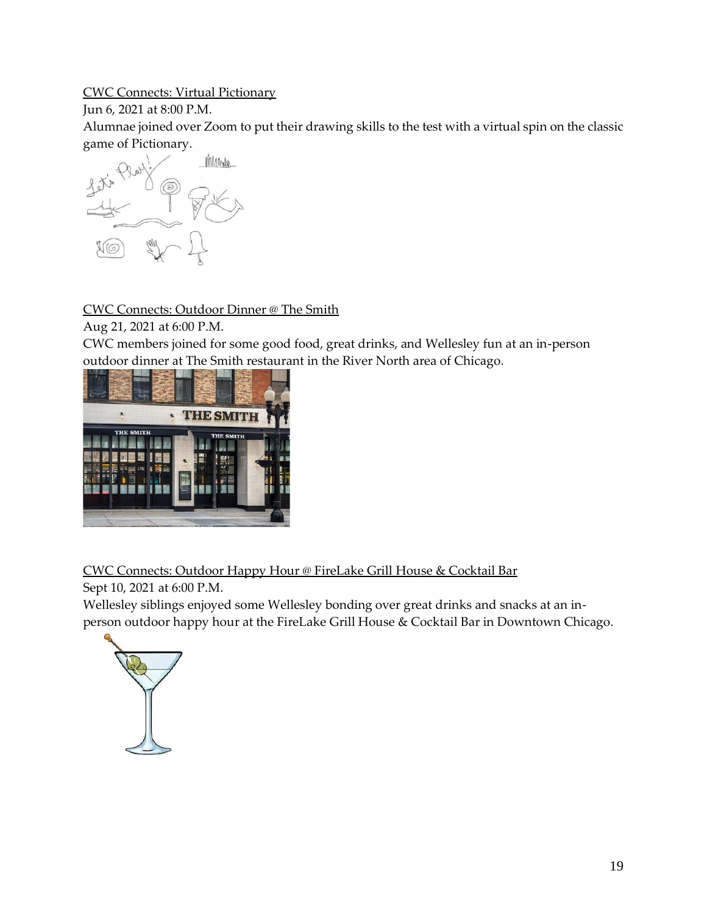CWC Connects: Virtual Pictionary

Jun 6, 2021 at 8:00 P.M.

Alumnae joined over Zoom to put their drawing skills to the test with a virtual spin on the classic game of Pictionary.

CWC Connects: Outdoor Dinner @ The Smith

Aug 21, 2021 at 6:00 P.M.

CWC members joined for some good food, great drinks, and Wellesley fun at an in-person outdoor dinner at The Smith restaurant in the River North area of Chicago.

CWC Connects: Outdoor Happy Hour @ FireLake Grill House & Cocktail Bar

Sept 10, 2021 at 6:00 P.M.

Wellesley siblings enjoyed some Wellesley bonding over great drinks and snacks at an in-person outdoor happy hour at the FireLake Grill House & Cocktail Bar in Downtown Chicago.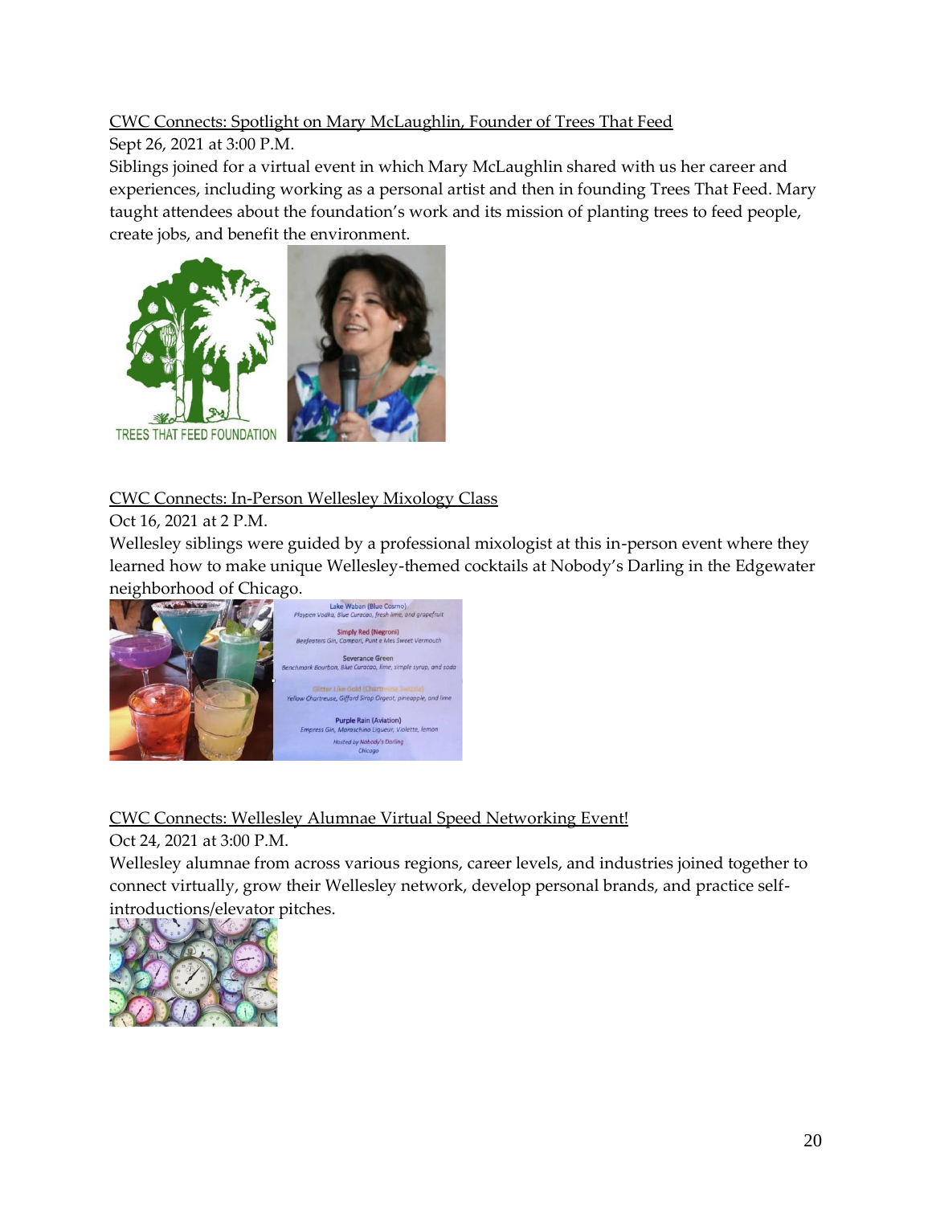CWC Connects: Spotlight on Mary McLaughlin, Founder of Trees That Feed

Sept 26, 2021 at 3:00 P.M.

Siblings joined for a virtual event in which Mary McLaughlin shared with us her career and experiences, including working as a personal artist and then in founding Trees That Feed. Mary taught attendees about the foundation's work and its mission of planting trees to feed people, create jobs, and benefit the environment.

CWC Connects: In-Person Wellesley Mixology Class

Oct 16, 2021 at 2 P.M.

Wellesley siblings were guided by a professional mixologist at this in-person event where they learned how to make unique Wellesley-themed cocktails at Nobody's Darling in the Edgewater neighborhood of Chicago.

CWC Connects: Wellesley Alumnae Virtual Speed Networking Event!

Oct 24, 2021 at 3:00 P.M.

Wellesley alumnae from across various regions, career levels, and industries joined together to connect virtually, grow their Wellesley network, develop personal brands, and practice self-introductions/elevator pitches.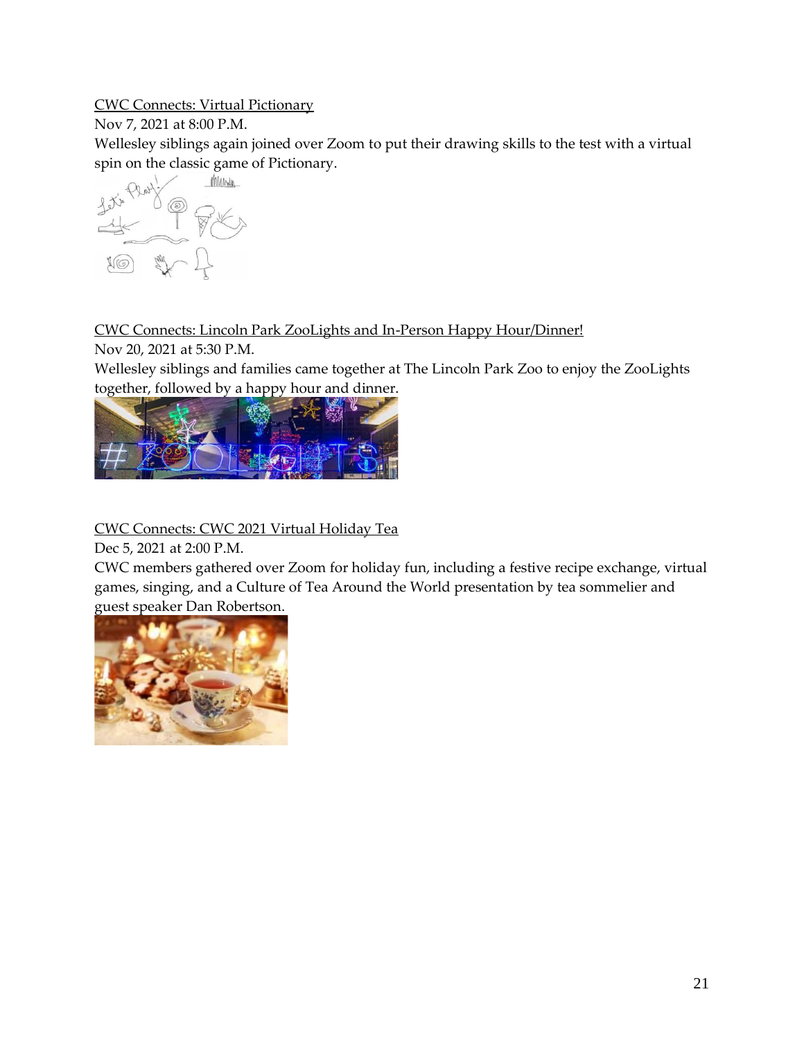CWC Connects: Virtual Pictionary

Nov 7, 2021 at 8:00 P.M.

Wellesley siblings again joined over Zoom to put their drawing skills to the test with a virtual spin on the classic game of Pictionary.

CWC Connects: Lincoln Park ZooLights and In-Person Happy Hour/Dinner!

Nov 20, 2021 at 5:30 P.M.

Wellesley siblings and families came together at The Lincoln Park Zoo to enjoy the ZooLights together, followed by a happy hour and dinner.

CWC Connects: CWC 2021 Virtual Holiday Tea

Dec 5, 2021 at 2:00 P.M.

CWC members gathered over Zoom for holiday fun, including a festive recipe exchange, virtual games, singing, and a Culture of Tea Around the World presentation by tea sommelier and guest speaker Dan Robertson.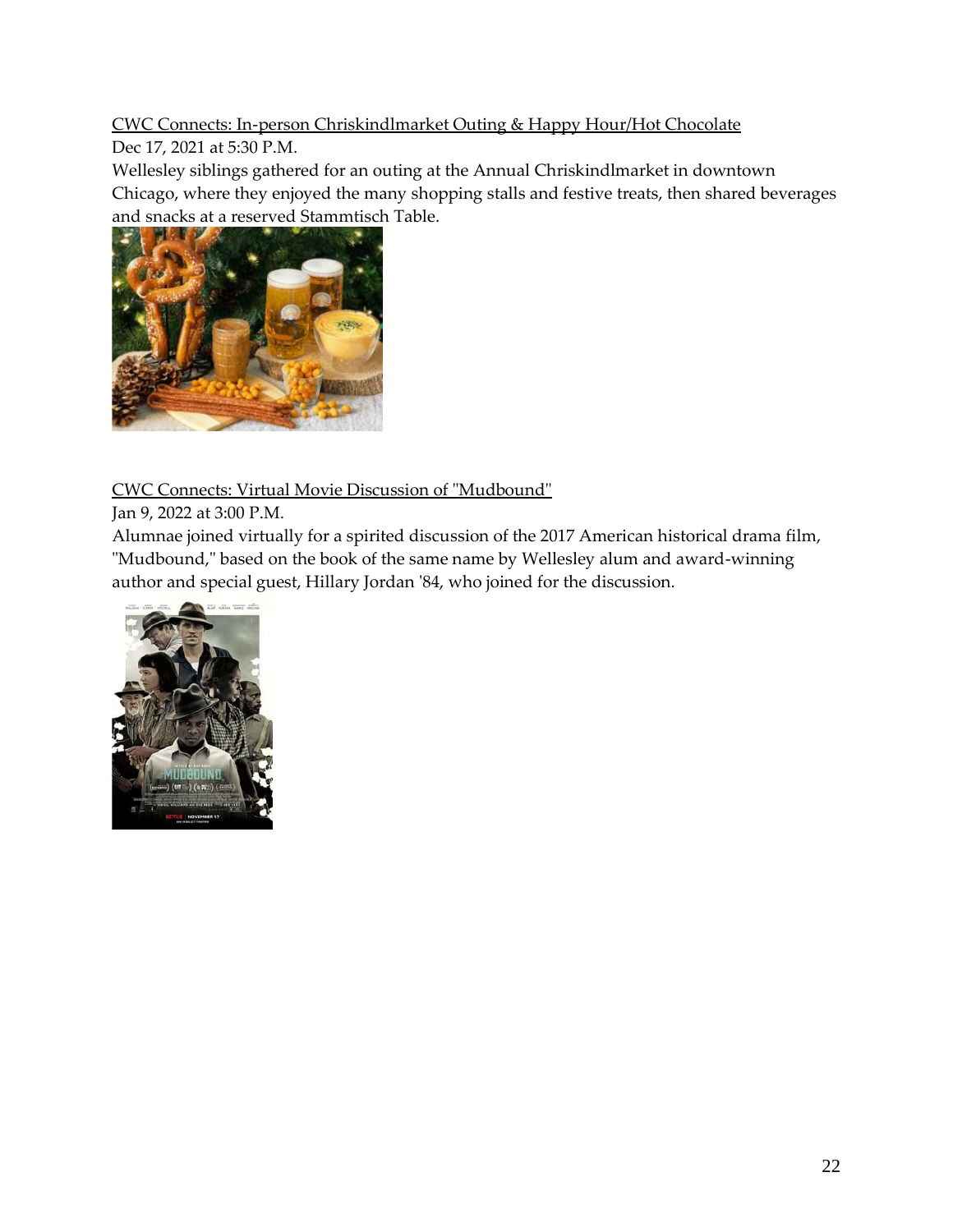CWC Connects: In-person Chriskindlmarket Outing & Happy Hour/Hot Chocolate

Dec 17, 2021 at 5:30 P.M.

Wellesley siblings gathered for an outing at the Annual Chriskindlmarket in downtown Chicago, where they enjoyed the many shopping stalls and festive treats, then shared beverages and snacks at a reserved Stammtisch Table.

CWC Connects: Virtual Movie Discussion of "Mudbound"

Jan 9, 2022 at 3:00 P.M.

Alumnae joined virtually for a spirited discussion of the 2017 American historical drama film, "Mudbound," based on the book of the same name by Wellesley alum and award-winning author and special guest, Hillary Jordan '84, who joined for the discussion.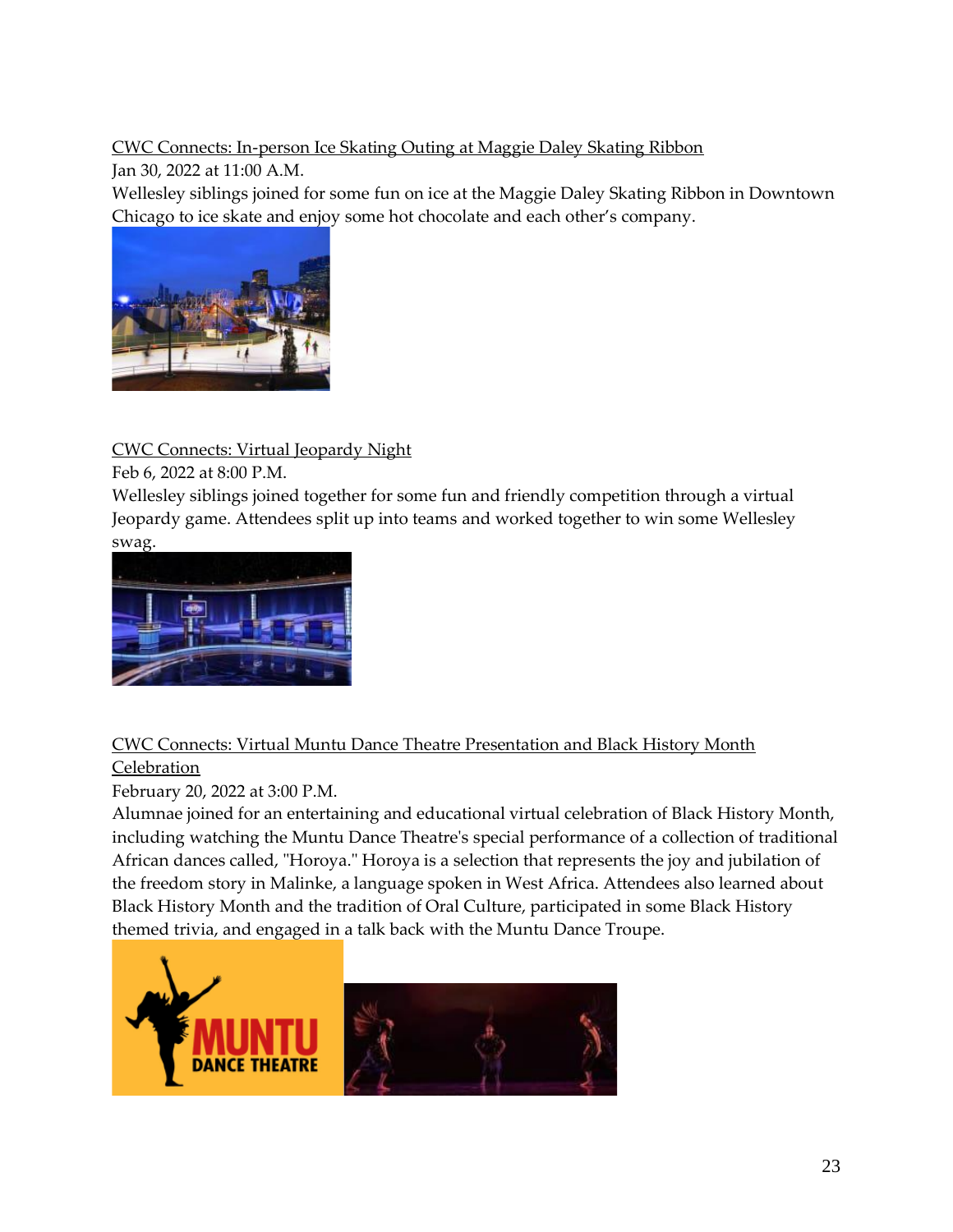CWC Connects: In-person Ice Skating Outing at Maggie Daley Skating Ribbon

Jan 30, 2022 at 11:00 A.M.

Wellesley siblings joined for some fun on ice at the Maggie Daley Skating Ribbon in Downtown Chicago to ice skate and enjoy some hot chocolate and each other's company.

CWC Connects: Virtual Jeopardy Night

Feb 6, 2022 at 8:00 P.M.

Wellesley siblings joined together for some fun and friendly competition through a virtual Jeopardy game. Attendees split up into teams and worked together to win some Wellesley swag.

CWC Connects: Virtual Muntu Dance Theatre Presentation and Black History Month Celebration

February 20, 2022 at 3:00 P.M.

Alumnae joined for an entertaining and educational virtual celebration of Black History Month, including watching the Muntu Dance Theatre's special performance of a collection of traditional African dances called, "Horoya." Horoya is a selection that represents the joy and jubilation of the freedom story in Malinke, a language spoken in West Africa. Attendees also learned about Black History Month and the tradition of Oral Culture, participated in some Black History themed trivia, and engaged in a talk back with the Muntu Dance Troupe.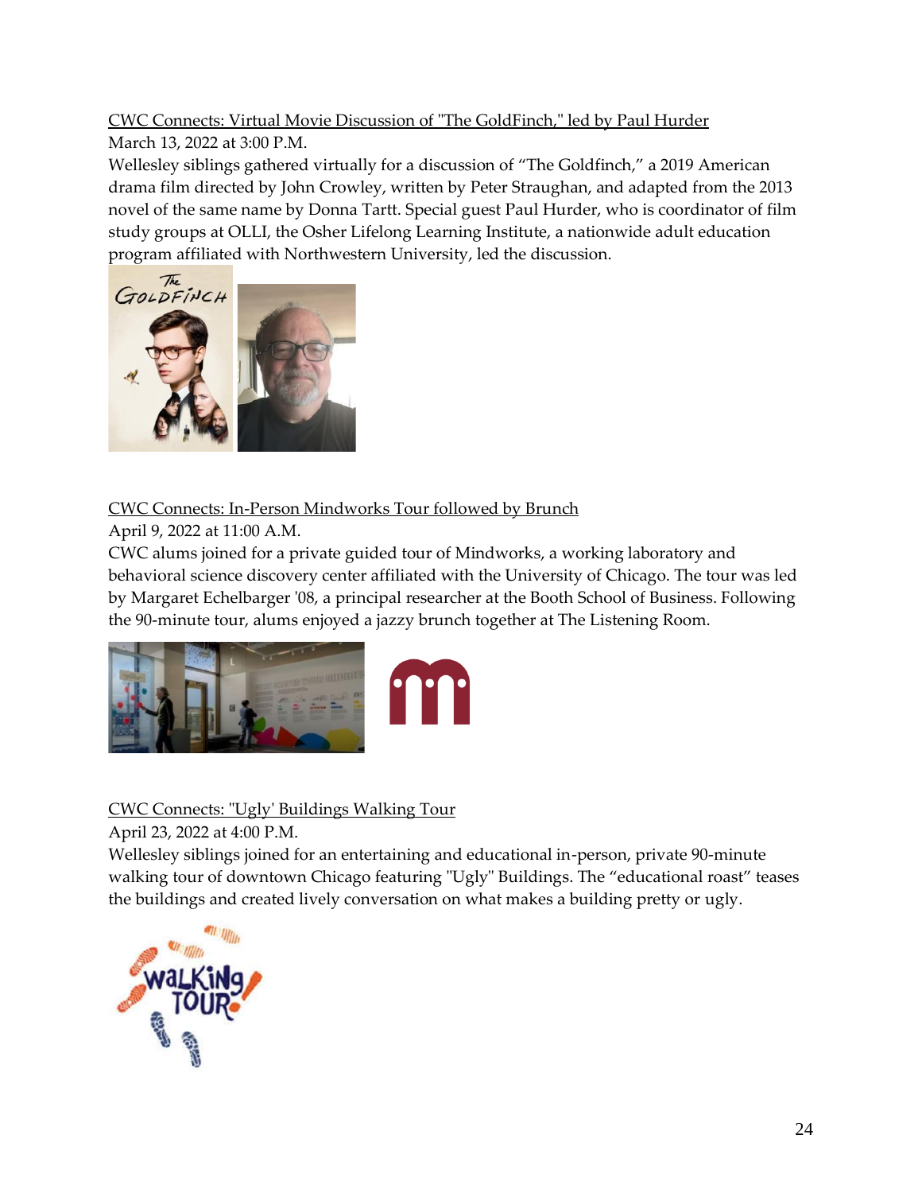CWC Connects: Virtual Movie Discussion of "The GoldFinch," led by Paul Hurder

March 13, 2022 at 3:00 P.M.

Wellesley siblings gathered virtually for a discussion of "The Goldfinch," a 2019 American drama film directed by John Crowley, written by Peter Straughan, and adapted from the 2013 novel of the same name by Donna Tartt. Special guest Paul Hurder, who is coordinator of film study groups at OLLI, the Osher Lifelong Learning Institute, a nationwide adult education program affiliated with Northwestern University, led the discussion.

CWC Connects: In-Person Mindworks Tour followed by Brunch

April 9, 2022 at 11:00 A.M.

CWC alums joined for a private guided tour of Mindworks, a working laboratory and behavioral science discovery center affiliated with the University of Chicago. The tour was led by Margaret Echelbarger '08, a principal researcher at the Booth School of Business. Following the 90-minute tour, alums enjoyed a jazzy brunch together at The Listening Room.

CWC Connects: "Ugly' Buildings Walking Tour

April 23, 2022 at 4:00 P.M.

Wellesley siblings joined for an entertaining and educational in-person, private 90-minute walking tour of downtown Chicago featuring "Ugly" Buildings. The "educational roast" teases the buildings and created lively conversation on what makes a building pretty or ugly.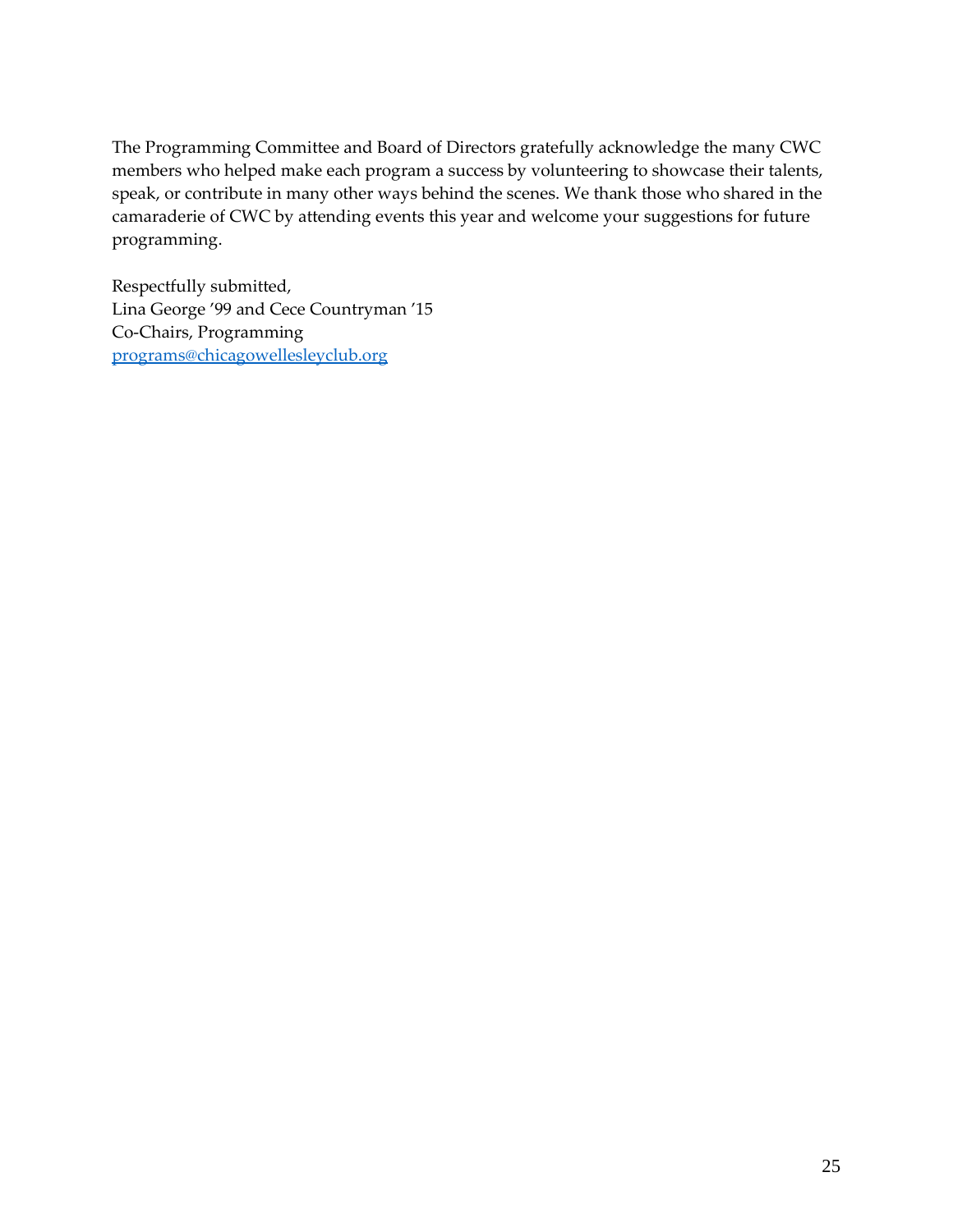The Programming Committee and Board of Directors gratefully acknowledge the many CWC members who helped make each program a success by volunteering to showcase their talents, speak, or contribute in many other ways behind the scenes. We thank those who shared in the camaraderie of CWC by attending events this year and welcome your suggestions for future programming.

Respectfully submitted,
Lina George ’99 and Cece Countryman ’15
Co-Chairs, Programming
[programs@chicagowellesleyclub.org](mailto:programs@chicagowellesleyclub.org)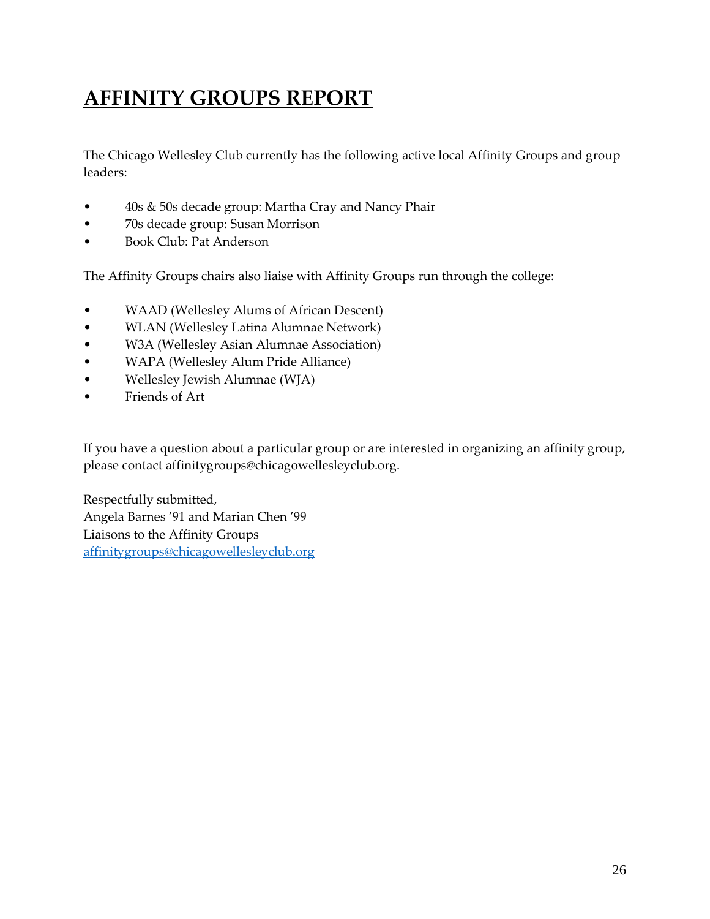# AFFINITY GROUPS REPORT

The Chicago Wellesley Club currently has the following active local Affinity Groups and group leaders:

- 40s & 50s decade group: Martha Cray and Nancy Phair
- 70s decade group: Susan Morrison
- Book Club: Pat Anderson

The Affinity Groups chairs also liaise with Affinity Groups run through the college:

- WAAD (Wellesley Alums of African Descent)
- WLAN (Wellesley Latina Alumnae Network)
- W3A (Wellesley Asian Alumnae Association)
- WAPA (Wellesley Alum Pride Alliance)
- Wellesley Jewish Alumnae (WJA)
- Friends of Art

If you have a question about a particular group or are interested in organizing an affinity group, please contact affinitygroups@chicagowellesleyclub.org.

Respectfully submitted,
Angela Barnes '91 and Marian Chen '99
Liaisons to the Affinity Groups
affinitygroups@chicagowellesleyclub.org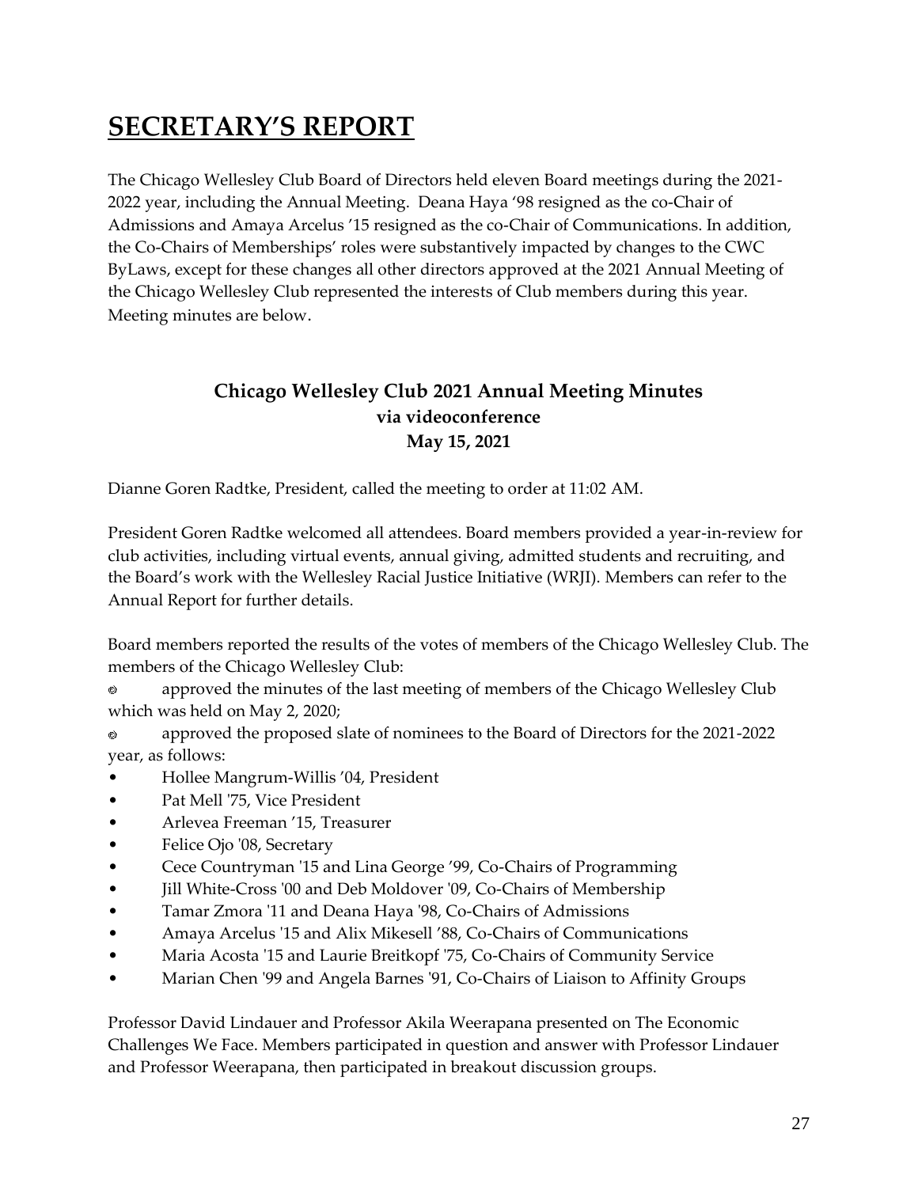# SECRETARY'S REPORT

The Chicago Wellesley Club Board of Directors held eleven Board meetings during the 2021-2022 year, including the Annual Meeting. Deana Haya '98 resigned as the co-Chair of Admissions and Amaya Arcelus '15 resigned as the co-Chair of Communications. In addition, the Co-Chairs of Memberships' roles were substantively impacted by changes to the CWC ByLaws, except for these changes all other directors approved at the 2021 Annual Meeting of the Chicago Wellesley Club represented the interests of Club members during this year. Meeting minutes are below.

### Chicago Wellesley Club 2021 Annual Meeting Minutes
### via videoconference
### May 15, 2021

Dianne Goren Radtke, President, called the meeting to order at 11:02 AM.

President Goren Radtke welcomed all attendees. Board members provided a year-in-review for club activities, including virtual events, annual giving, admitted students and recruiting, and the Board's work with the Wellesley Racial Justice Initiative (WRJI). Members can refer to the Annual Report for further details.

Board members reported the results of the votes of members of the Chicago Wellesley Club. The members of the Chicago Wellesley Club:

- approved the minutes of the last meeting of members of the Chicago Wellesley Club which was held on May 2, 2020;
- approved the proposed slate of nominees to the Board of Directors for the 2021-2022 year, as follows:

- Hollee Mangrum-Willis '04, President
- Pat Mell '75, Vice President
- Arlevea Freeman '15, Treasurer
- Felice Ojo '08, Secretary
- Cece Countryman '15 and Lina George '99, Co-Chairs of Programming
- Jill White-Cross '00 and Deb Moldover '09, Co-Chairs of Membership
- Tamar Zmora '11 and Deana Haya '98, Co-Chairs of Admissions
- Amaya Arcelus '15 and Alix Mikesell '88, Co-Chairs of Communications
- Maria Acosta '15 and Laurie Breitkopf '75, Co-Chairs of Community Service
- Marian Chen '99 and Angela Barnes '91, Co-Chairs of Liaison to Affinity Groups

Professor David Lindauer and Professor Akila Weerapana presented on The Economic Challenges We Face. Members participated in question and answer with Professor Lindauer and Professor Weerapana, then participated in breakout discussion groups.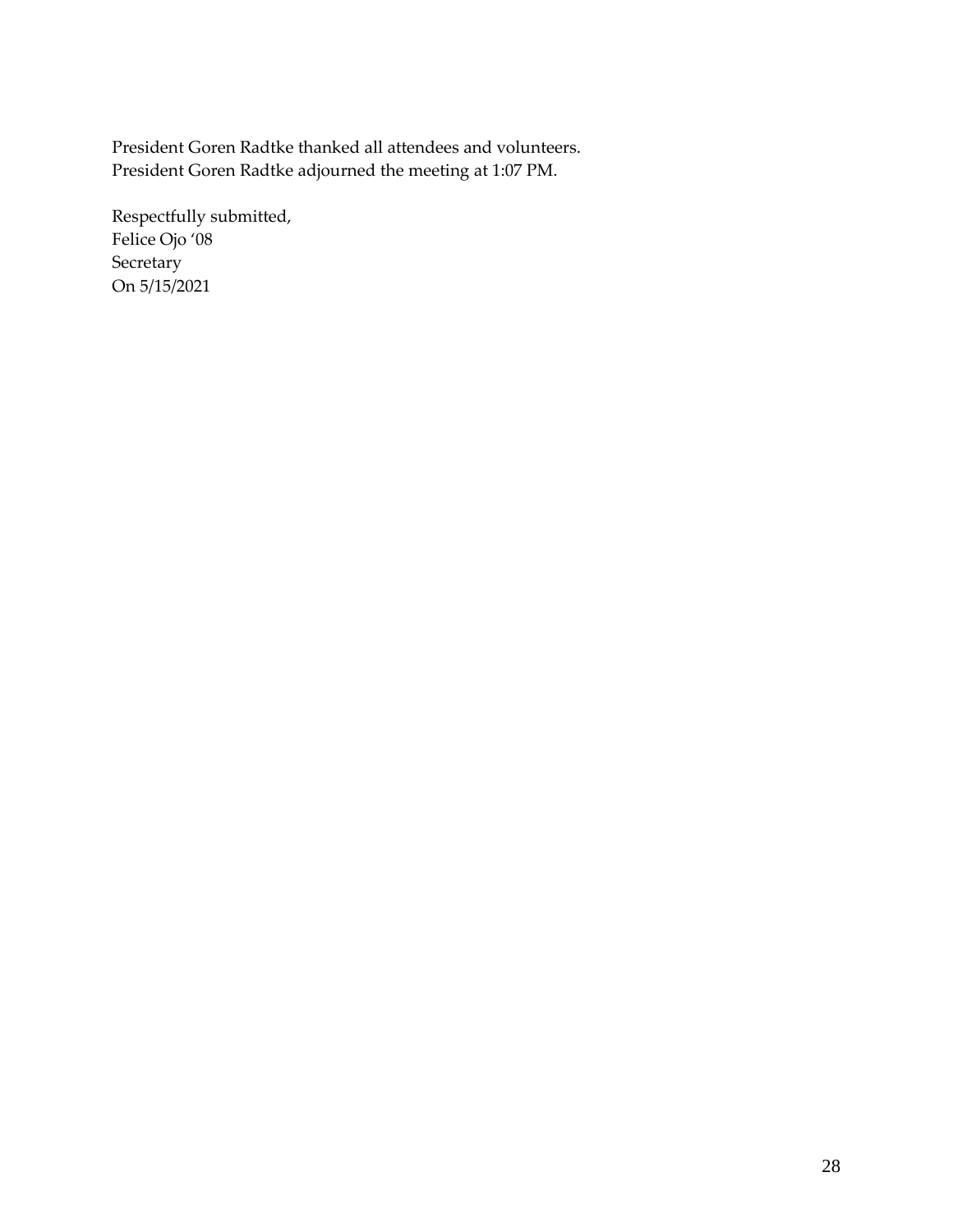President Goren Radtke thanked all attendees and volunteers.
President Goren Radtke adjourned the meeting at 1:07 PM.

Respectfully submitted,
Felice Ojo ‘08
Secretary
On 5/15/2021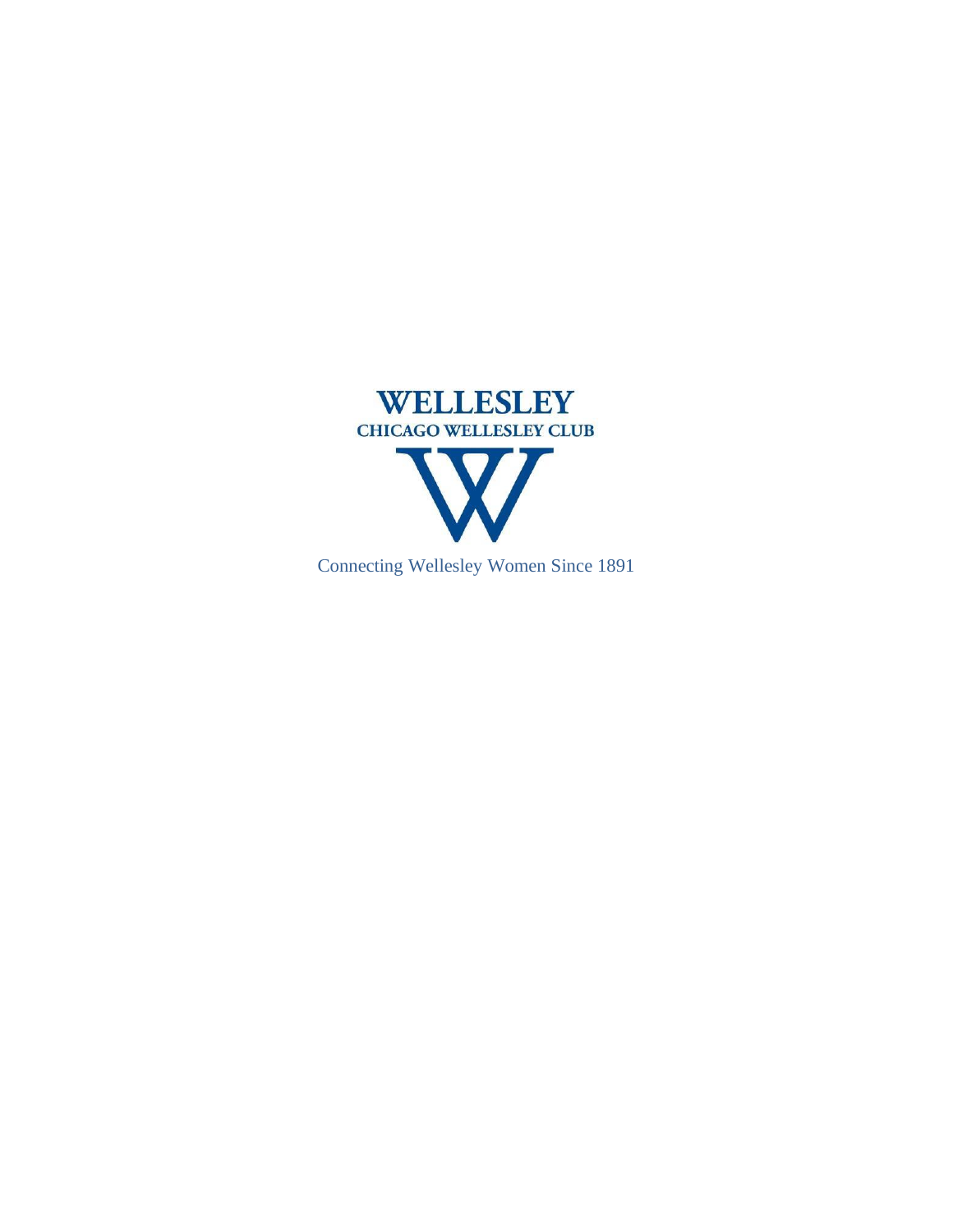WELLESLEY

CHICAGO WELLESLEY CLUB

Connecting Wellesley Women Since 1891